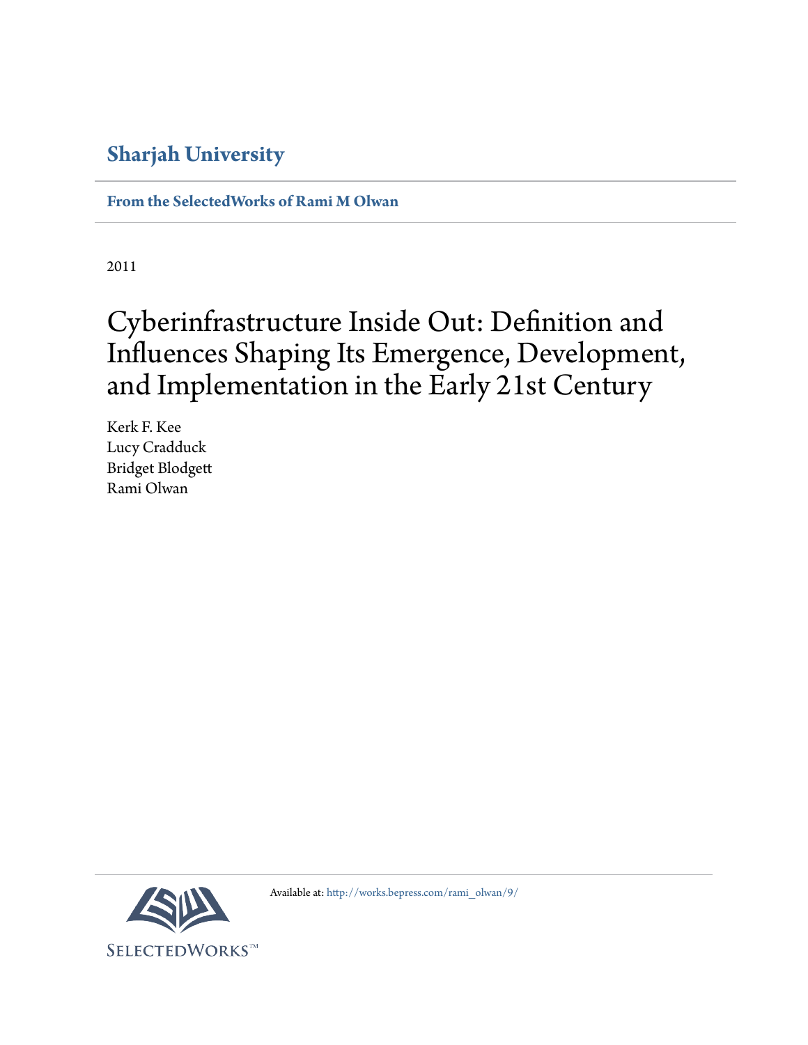**Sharjah University**

**From the SelectedWorks of Rami M Olwan**

2011

# Cyberinfrastructure Inside Out: Definition and Influences Shaping Its Emergence, Development, and Implementation in the Early 21st Century

Kerk F. Kee
Lucy Cradduck
Bridget Blodgett
Rami Olwan

Available at: http://works.bepress.com/rami_olwan/9/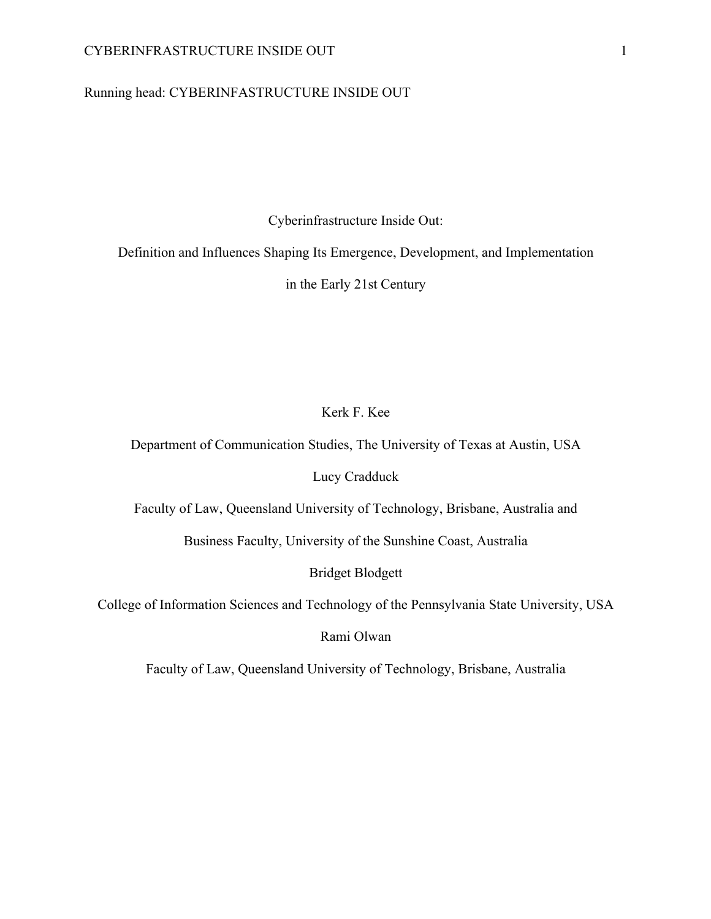Running head: CYBERINFASTRUCTURE INSIDE OUT

# Cyberinfrastructure Inside Out:

## Definition and Influences Shaping Its Emergence, Development, and Implementation in the Early 21st Century

Kerk F. Kee

Department of Communication Studies, The University of Texas at Austin, USA

Lucy Cradduck

Faculty of Law, Queensland University of Technology, Brisbane, Australia and

Business Faculty, University of the Sunshine Coast, Australia

Bridget Blodgett

College of Information Sciences and Technology of the Pennsylvania State University, USA

Rami Olwan

Faculty of Law, Queensland University of Technology, Brisbane, Australia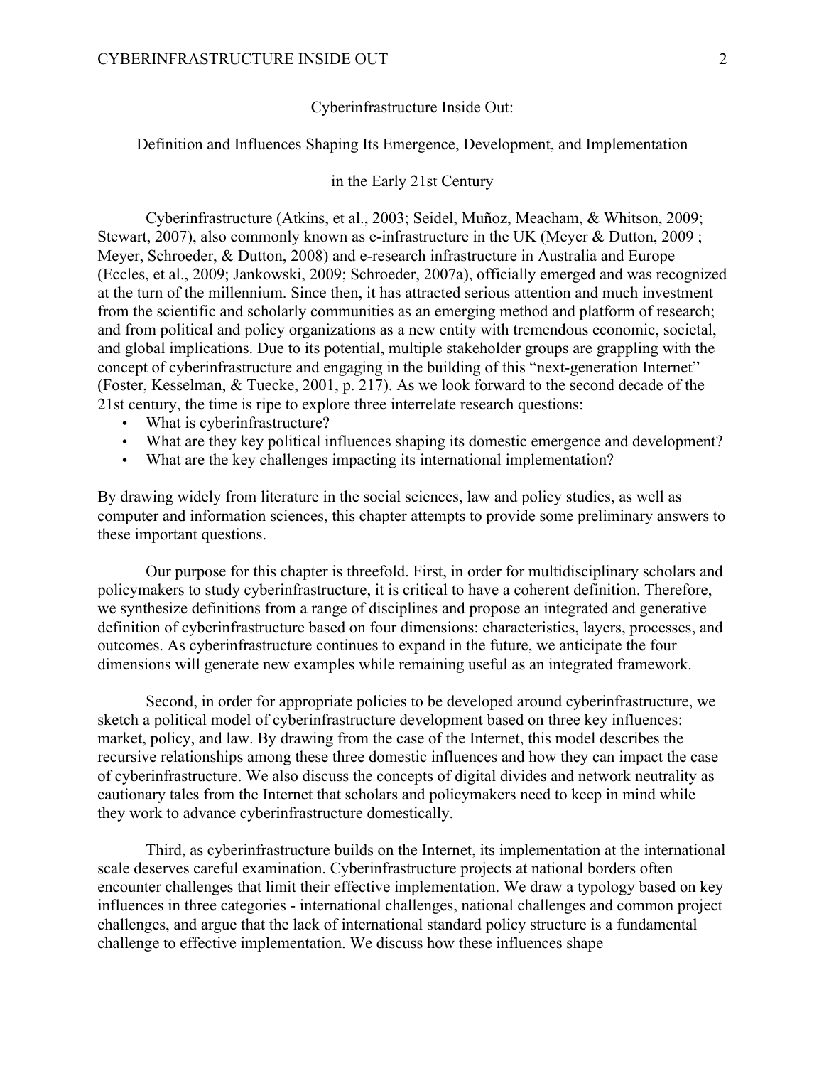Cyberinfrastructure Inside Out:

Definition and Influences Shaping Its Emergence, Development, and Implementation

in the Early 21st Century

Cyberinfrastructure (Atkins, et al., 2003; Seidel, Muñoz, Meacham, & Whitson, 2009; Stewart, 2007), also commonly known as e-infrastructure in the UK (Meyer & Dutton, 2009 ; Meyer, Schroeder, & Dutton, 2008) and e-research infrastructure in Australia and Europe (Eccles, et al., 2009; Jankowski, 2009; Schroeder, 2007a), officially emerged and was recognized at the turn of the millennium. Since then, it has attracted serious attention and much investment from the scientific and scholarly communities as an emerging method and platform of research; and from political and policy organizations as a new entity with tremendous economic, societal, and global implications. Due to its potential, multiple stakeholder groups are grappling with the concept of cyberinfrastructure and engaging in the building of this "next-generation Internet" (Foster, Kesselman, & Tuecke, 2001, p. 217). As we look forward to the second decade of the 21st century, the time is ripe to explore three interrelate research questions:

- What is cyberinfrastructure?
- What are they key political influences shaping its domestic emergence and development?
- What are the key challenges impacting its international implementation?

By drawing widely from literature in the social sciences, law and policy studies, as well as computer and information sciences, this chapter attempts to provide some preliminary answers to these important questions.

Our purpose for this chapter is threefold. First, in order for multidisciplinary scholars and policymakers to study cyberinfrastructure, it is critical to have a coherent definition. Therefore, we synthesize definitions from a range of disciplines and propose an integrated and generative definition of cyberinfrastructure based on four dimensions: characteristics, layers, processes, and outcomes. As cyberinfrastructure continues to expand in the future, we anticipate the four dimensions will generate new examples while remaining useful as an integrated framework.

Second, in order for appropriate policies to be developed around cyberinfrastructure, we sketch a political model of cyberinfrastructure development based on three key influences: market, policy, and law. By drawing from the case of the Internet, this model describes the recursive relationships among these three domestic influences and how they can impact the case of cyberinfrastructure. We also discuss the concepts of digital divides and network neutrality as cautionary tales from the Internet that scholars and policymakers need to keep in mind while they work to advance cyberinfrastructure domestically.

Third, as cyberinfrastructure builds on the Internet, its implementation at the international scale deserves careful examination. Cyberinfrastructure projects at national borders often encounter challenges that limit their effective implementation. We draw a typology based on key influences in three categories - international challenges, national challenges and common project challenges, and argue that the lack of international standard policy structure is a fundamental challenge to effective implementation. We discuss how these influences shape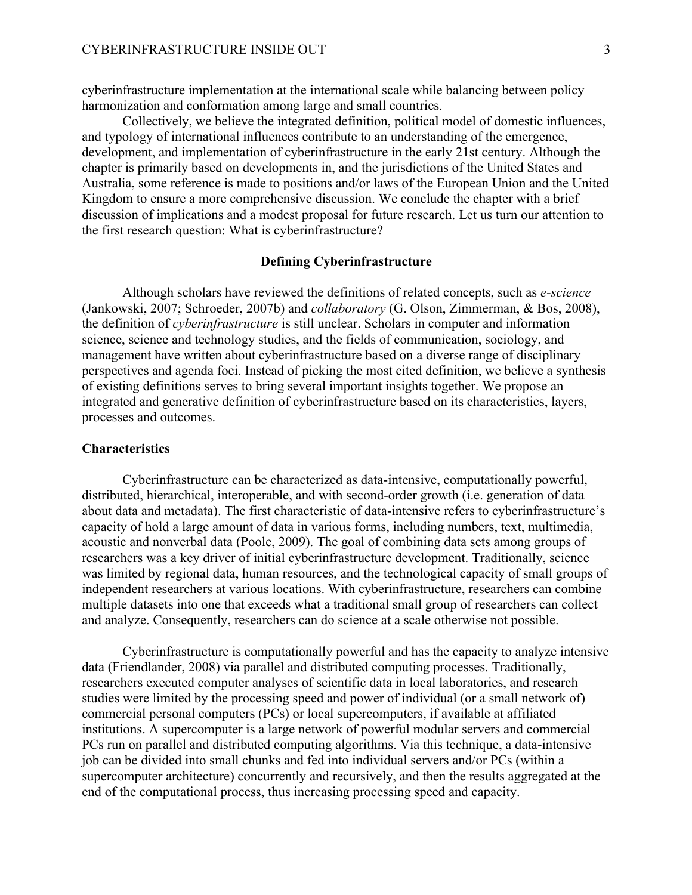cyberinfrastructure implementation at the international scale while balancing between policy harmonization and conformation among large and small countries.

Collectively, we believe the integrated definition, political model of domestic influences, and typology of international influences contribute to an understanding of the emergence, development, and implementation of cyberinfrastructure in the early 21st century. Although the chapter is primarily based on developments in, and the jurisdictions of the United States and Australia, some reference is made to positions and/or laws of the European Union and the United Kingdom to ensure a more comprehensive discussion. We conclude the chapter with a brief discussion of implications and a modest proposal for future research. Let us turn our attention to the first research question: What is cyberinfrastructure?

## Defining Cyberinfrastructure

Although scholars have reviewed the definitions of related concepts, such as *e-science* (Jankowski, 2007; Schroeder, 2007b) and *collaboratory* (G. Olson, Zimmerman, & Bos, 2008), the definition of *cyberinfrastructure* is still unclear. Scholars in computer and information science, science and technology studies, and the fields of communication, sociology, and management have written about cyberinfrastructure based on a diverse range of disciplinary perspectives and agenda foci. Instead of picking the most cited definition, we believe a synthesis of existing definitions serves to bring several important insights together. We propose an integrated and generative definition of cyberinfrastructure based on its characteristics, layers, processes and outcomes.

### Characteristics

Cyberinfrastructure can be characterized as data-intensive, computationally powerful, distributed, hierarchical, interoperable, and with second-order growth (i.e. generation of data about data and metadata). The first characteristic of data-intensive refers to cyberinfrastructure's capacity of hold a large amount of data in various forms, including numbers, text, multimedia, acoustic and nonverbal data (Poole, 2009). The goal of combining data sets among groups of researchers was a key driver of initial cyberinfrastructure development. Traditionally, science was limited by regional data, human resources, and the technological capacity of small groups of independent researchers at various locations. With cyberinfrastructure, researchers can combine multiple datasets into one that exceeds what a traditional small group of researchers can collect and analyze. Consequently, researchers can do science at a scale otherwise not possible.

Cyberinfrastructure is computationally powerful and has the capacity to analyze intensive data (Friendlander, 2008) via parallel and distributed computing processes. Traditionally, researchers executed computer analyses of scientific data in local laboratories, and research studies were limited by the processing speed and power of individual (or a small network of) commercial personal computers (PCs) or local supercomputers, if available at affiliated institutions. A supercomputer is a large network of powerful modular servers and commercial PCs run on parallel and distributed computing algorithms. Via this technique, a data-intensive job can be divided into small chunks and fed into individual servers and/or PCs (within a supercomputer architecture) concurrently and recursively, and then the results aggregated at the end of the computational process, thus increasing processing speed and capacity.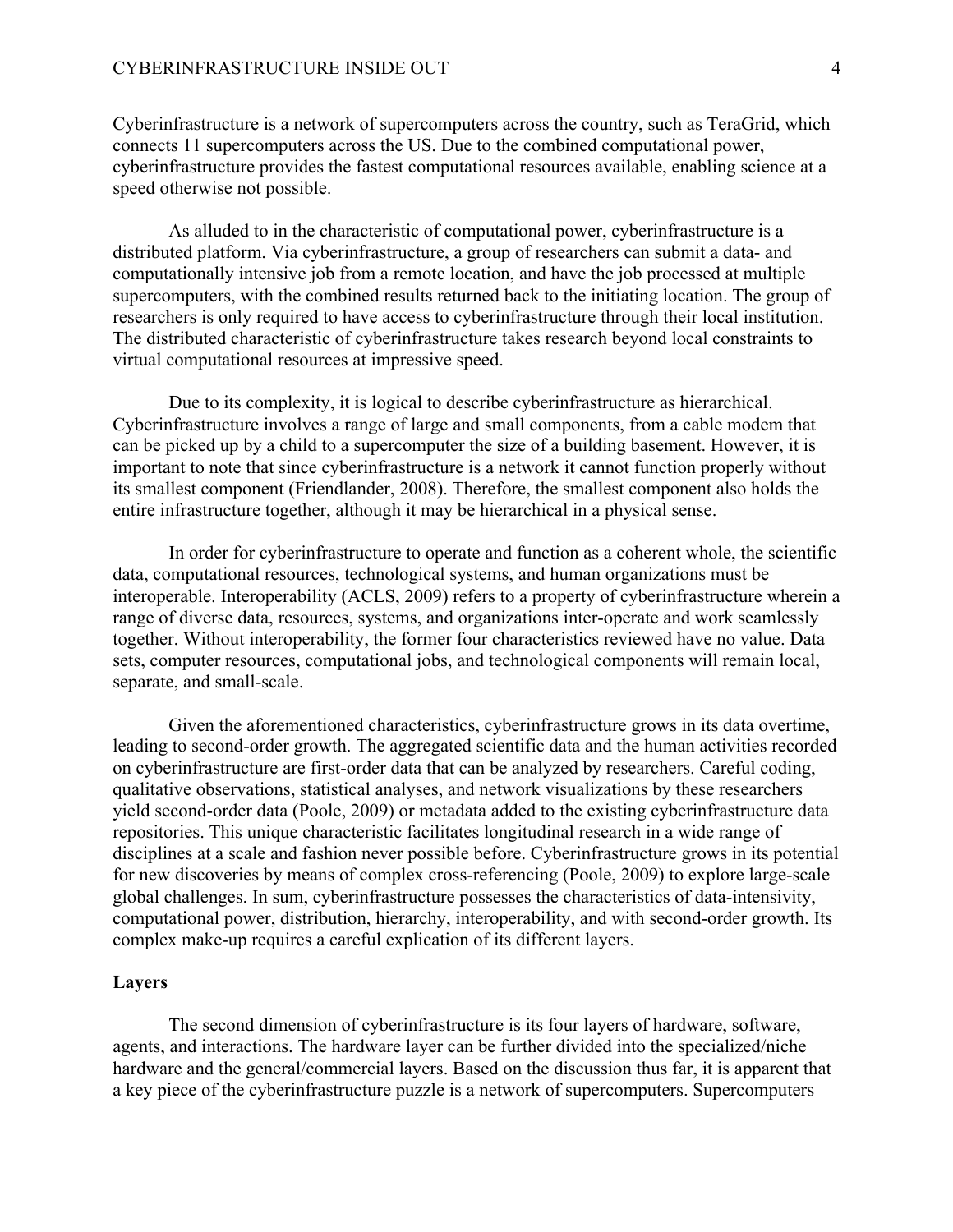Cyberinfrastructure is a network of supercomputers across the country, such as TeraGrid, which connects 11 supercomputers across the US. Due to the combined computational power, cyberinfrastructure provides the fastest computational resources available, enabling science at a speed otherwise not possible.

As alluded to in the characteristic of computational power, cyberinfrastructure is a distributed platform. Via cyberinfrastructure, a group of researchers can submit a data- and computationally intensive job from a remote location, and have the job processed at multiple supercomputers, with the combined results returned back to the initiating location. The group of researchers is only required to have access to cyberinfrastructure through their local institution. The distributed characteristic of cyberinfrastructure takes research beyond local constraints to virtual computational resources at impressive speed.

Due to its complexity, it is logical to describe cyberinfrastructure as hierarchical. Cyberinfrastructure involves a range of large and small components, from a cable modem that can be picked up by a child to a supercomputer the size of a building basement. However, it is important to note that since cyberinfrastructure is a network it cannot function properly without its smallest component (Friendlander, 2008). Therefore, the smallest component also holds the entire infrastructure together, although it may be hierarchical in a physical sense.

In order for cyberinfrastructure to operate and function as a coherent whole, the scientific data, computational resources, technological systems, and human organizations must be interoperable. Interoperability (ACLS, 2009) refers to a property of cyberinfrastructure wherein a range of diverse data, resources, systems, and organizations inter-operate and work seamlessly together. Without interoperability, the former four characteristics reviewed have no value. Data sets, computer resources, computational jobs, and technological components will remain local, separate, and small-scale.

Given the aforementioned characteristics, cyberinfrastructure grows in its data overtime, leading to second-order growth. The aggregated scientific data and the human activities recorded on cyberinfrastructure are first-order data that can be analyzed by researchers. Careful coding, qualitative observations, statistical analyses, and network visualizations by these researchers yield second-order data (Poole, 2009) or metadata added to the existing cyberinfrastructure data repositories. This unique characteristic facilitates longitudinal research in a wide range of disciplines at a scale and fashion never possible before. Cyberinfrastructure grows in its potential for new discoveries by means of complex cross-referencing (Poole, 2009) to explore large-scale global challenges. In sum, cyberinfrastructure possesses the characteristics of data-intensivity, computational power, distribution, hierarchy, interoperability, and with second-order growth. Its complex make-up requires a careful explication of its different layers.

## Layers

The second dimension of cyberinfrastructure is its four layers of hardware, software, agents, and interactions. The hardware layer can be further divided into the specialized/niche hardware and the general/commercial layers. Based on the discussion thus far, it is apparent that a key piece of the cyberinfrastructure puzzle is a network of supercomputers. Supercomputers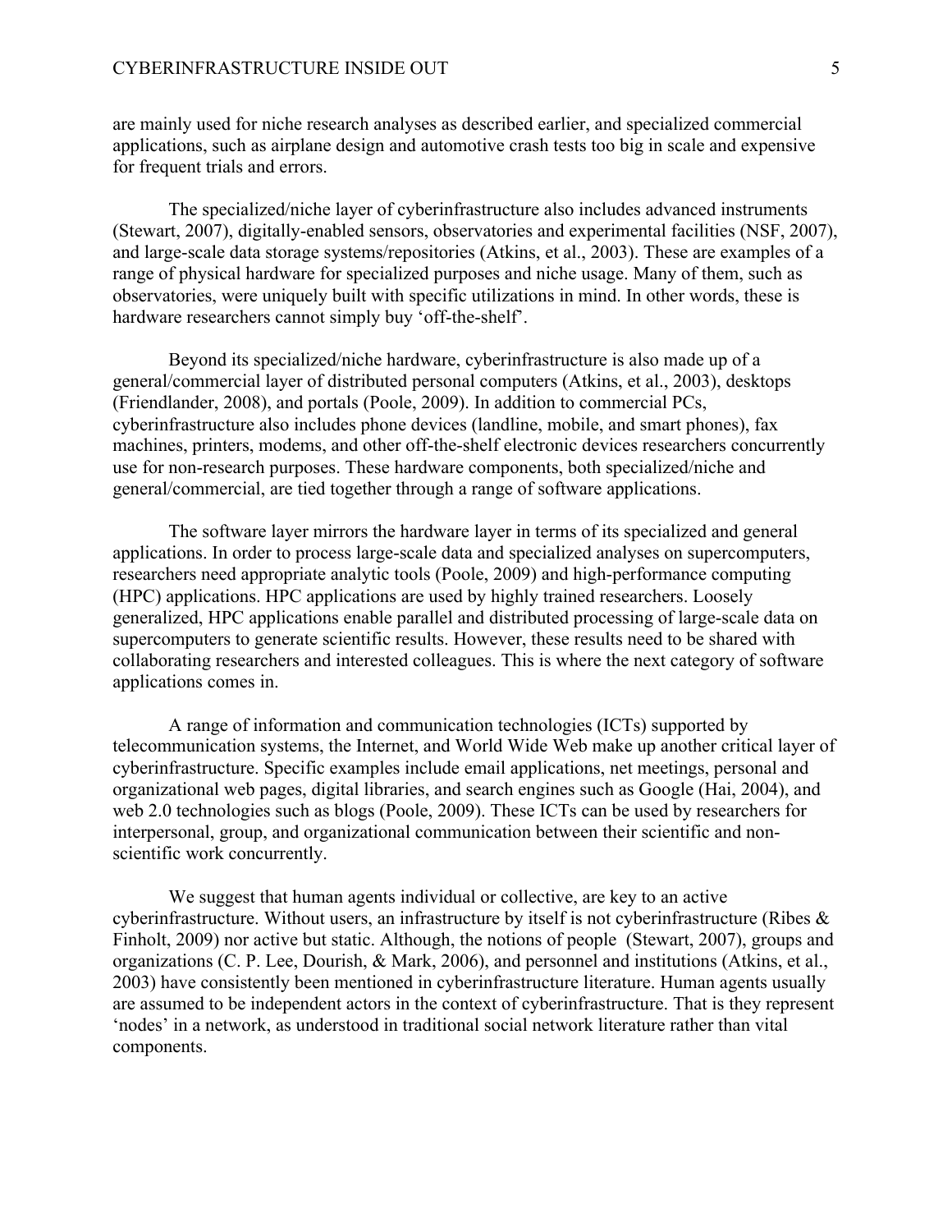are mainly used for niche research analyses as described earlier, and specialized commercial applications, such as airplane design and automotive crash tests too big in scale and expensive for frequent trials and errors.

The specialized/niche layer of cyberinfrastructure also includes advanced instruments (Stewart, 2007), digitally-enabled sensors, observatories and experimental facilities (NSF, 2007), and large-scale data storage systems/repositories (Atkins, et al., 2003). These are examples of a range of physical hardware for specialized purposes and niche usage. Many of them, such as observatories, were uniquely built with specific utilizations in mind. In other words, these is hardware researchers cannot simply buy 'off-the-shelf'.

Beyond its specialized/niche hardware, cyberinfrastructure is also made up of a general/commercial layer of distributed personal computers (Atkins, et al., 2003), desktops (Friendlander, 2008), and portals (Poole, 2009). In addition to commercial PCs, cyberinfrastructure also includes phone devices (landline, mobile, and smart phones), fax machines, printers, modems, and other off-the-shelf electronic devices researchers concurrently use for non-research purposes. These hardware components, both specialized/niche and general/commercial, are tied together through a range of software applications.

The software layer mirrors the hardware layer in terms of its specialized and general applications. In order to process large-scale data and specialized analyses on supercomputers, researchers need appropriate analytic tools (Poole, 2009) and high-performance computing (HPC) applications. HPC applications are used by highly trained researchers. Loosely generalized, HPC applications enable parallel and distributed processing of large-scale data on supercomputers to generate scientific results. However, these results need to be shared with collaborating researchers and interested colleagues. This is where the next category of software applications comes in.

A range of information and communication technologies (ICTs) supported by telecommunication systems, the Internet, and World Wide Web make up another critical layer of cyberinfrastructure. Specific examples include email applications, net meetings, personal and organizational web pages, digital libraries, and search engines such as Google (Hai, 2004), and web 2.0 technologies such as blogs (Poole, 2009). These ICTs can be used by researchers for interpersonal, group, and organizational communication between their scientific and non-scientific work concurrently.

We suggest that human agents individual or collective, are key to an active cyberinfrastructure. Without users, an infrastructure by itself is not cyberinfrastructure (Ribes & Finholt, 2009) nor active but static. Although, the notions of people (Stewart, 2007), groups and organizations (C. P. Lee, Dourish, & Mark, 2006), and personnel and institutions (Atkins, et al., 2003) have consistently been mentioned in cyberinfrastructure literature. Human agents usually are assumed to be independent actors in the context of cyberinfrastructure. That is they represent 'nodes' in a network, as understood in traditional social network literature rather than vital components.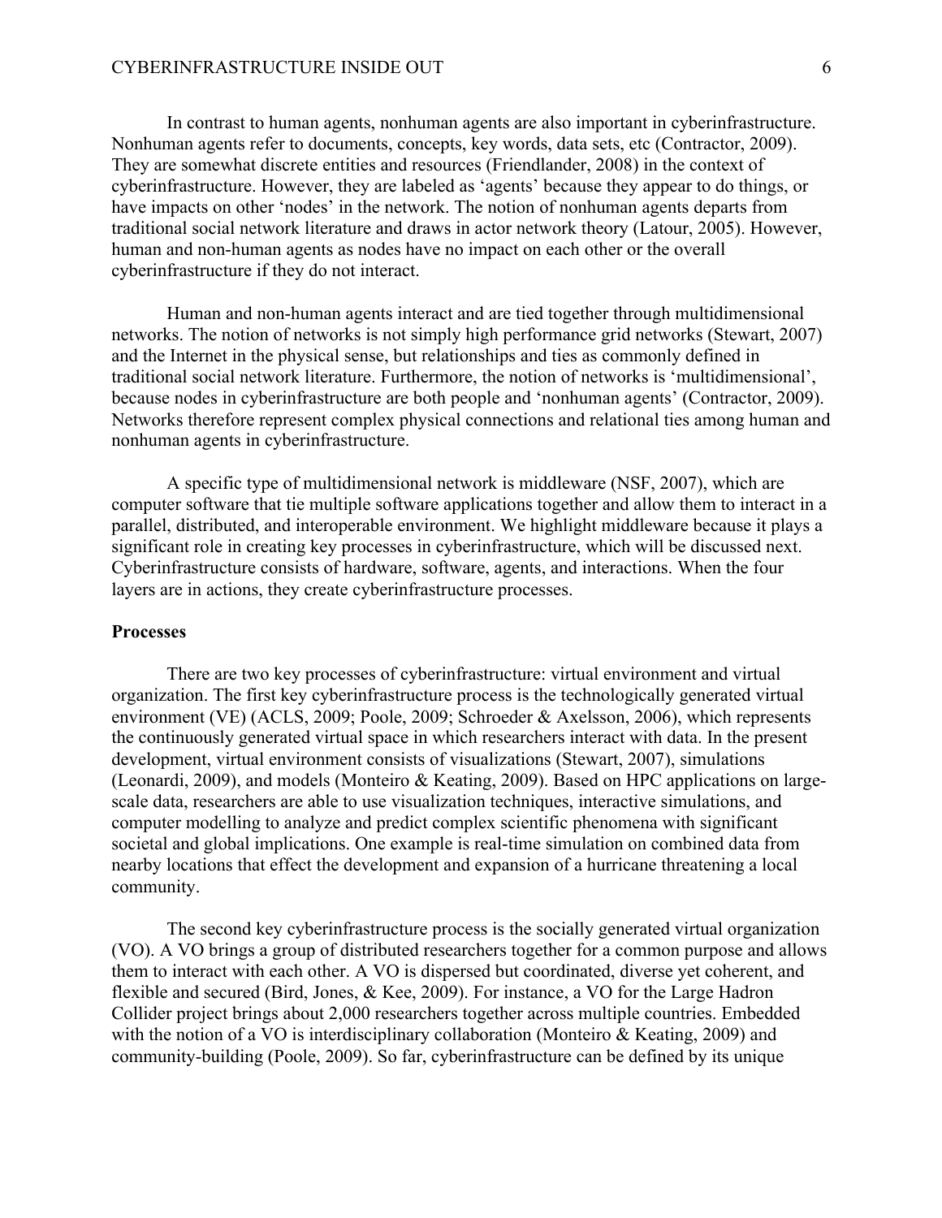In contrast to human agents, nonhuman agents are also important in cyberinfrastructure. Nonhuman agents refer to documents, concepts, key words, data sets, etc (Contractor, 2009). They are somewhat discrete entities and resources (Friendlander, 2008) in the context of cyberinfrastructure. However, they are labeled as 'agents' because they appear to do things, or have impacts on other 'nodes' in the network. The notion of nonhuman agents departs from traditional social network literature and draws in actor network theory (Latour, 2005). However, human and non-human agents as nodes have no impact on each other or the overall cyberinfrastructure if they do not interact.

Human and non-human agents interact and are tied together through multidimensional networks. The notion of networks is not simply high performance grid networks (Stewart, 2007) and the Internet in the physical sense, but relationships and ties as commonly defined in traditional social network literature. Furthermore, the notion of networks is 'multidimensional', because nodes in cyberinfrastructure are both people and 'nonhuman agents' (Contractor, 2009). Networks therefore represent complex physical connections and relational ties among human and nonhuman agents in cyberinfrastructure.

A specific type of multidimensional network is middleware (NSF, 2007), which are computer software that tie multiple software applications together and allow them to interact in a parallel, distributed, and interoperable environment. We highlight middleware because it plays a significant role in creating key processes in cyberinfrastructure, which will be discussed next. Cyberinfrastructure consists of hardware, software, agents, and interactions. When the four layers are in actions, they create cyberinfrastructure processes.

**Processes**

There are two key processes of cyberinfrastructure: virtual environment and virtual organization. The first key cyberinfrastructure process is the technologically generated virtual environment (VE) (ACLS, 2009; Poole, 2009; Schroeder & Axelsson, 2006), which represents the continuously generated virtual space in which researchers interact with data. In the present development, virtual environment consists of visualizations (Stewart, 2007), simulations (Leonardi, 2009), and models (Monteiro & Keating, 2009). Based on HPC applications on large-scale data, researchers are able to use visualization techniques, interactive simulations, and computer modelling to analyze and predict complex scientific phenomena with significant societal and global implications. One example is real-time simulation on combined data from nearby locations that effect the development and expansion of a hurricane threatening a local community.

The second key cyberinfrastructure process is the socially generated virtual organization (VO). A VO brings a group of distributed researchers together for a common purpose and allows them to interact with each other. A VO is dispersed but coordinated, diverse yet coherent, and flexible and secured (Bird, Jones, & Kee, 2009). For instance, a VO for the Large Hadron Collider project brings about 2,000 researchers together across multiple countries. Embedded with the notion of a VO is interdisciplinary collaboration (Monteiro & Keating, 2009) and community-building (Poole, 2009). So far, cyberinfrastructure can be defined by its unique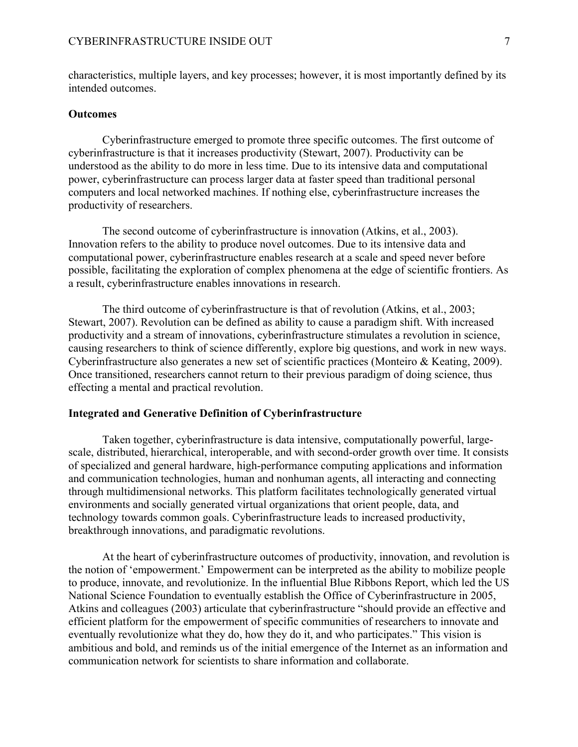characteristics, multiple layers, and key processes; however, it is most importantly defined by its intended outcomes.

### Outcomes

Cyberinfrastructure emerged to promote three specific outcomes. The first outcome of cyberinfrastructure is that it increases productivity (Stewart, 2007). Productivity can be understood as the ability to do more in less time. Due to its intensive data and computational power, cyberinfrastructure can process larger data at faster speed than traditional personal computers and local networked machines. If nothing else, cyberinfrastructure increases the productivity of researchers.

The second outcome of cyberinfrastructure is innovation (Atkins, et al., 2003). Innovation refers to the ability to produce novel outcomes. Due to its intensive data and computational power, cyberinfrastructure enables research at a scale and speed never before possible, facilitating the exploration of complex phenomena at the edge of scientific frontiers. As a result, cyberinfrastructure enables innovations in research.

The third outcome of cyberinfrastructure is that of revolution (Atkins, et al., 2003; Stewart, 2007). Revolution can be defined as ability to cause a paradigm shift. With increased productivity and a stream of innovations, cyberinfrastructure stimulates a revolution in science, causing researchers to think of science differently, explore big questions, and work in new ways. Cyberinfrastructure also generates a new set of scientific practices (Monteiro & Keating, 2009). Once transitioned, researchers cannot return to their previous paradigm of doing science, thus effecting a mental and practical revolution.

### Integrated and Generative Definition of Cyberinfrastructure

Taken together, cyberinfrastructure is data intensive, computationally powerful, large-scale, distributed, hierarchical, interoperable, and with second-order growth over time. It consists of specialized and general hardware, high-performance computing applications and information and communication technologies, human and nonhuman agents, all interacting and connecting through multidimensional networks. This platform facilitates technologically generated virtual environments and socially generated virtual organizations that orient people, data, and technology towards common goals. Cyberinfrastructure leads to increased productivity, breakthrough innovations, and paradigmatic revolutions.

At the heart of cyberinfrastructure outcomes of productivity, innovation, and revolution is the notion of 'empowerment.' Empowerment can be interpreted as the ability to mobilize people to produce, innovate, and revolutionize. In the influential Blue Ribbons Report, which led the US National Science Foundation to eventually establish the Office of Cyberinfrastructure in 2005, Atkins and colleagues (2003) articulate that cyberinfrastructure "should provide an effective and efficient platform for the empowerment of specific communities of researchers to innovate and eventually revolutionize what they do, how they do it, and who participates." This vision is ambitious and bold, and reminds us of the initial emergence of the Internet as an information and communication network for scientists to share information and collaborate.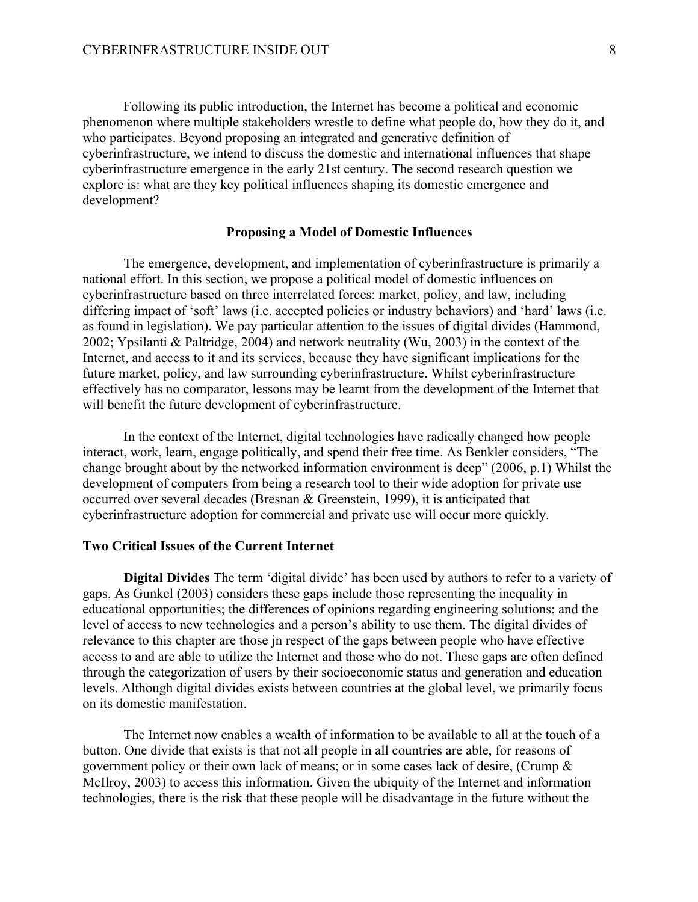Following its public introduction, the Internet has become a political and economic phenomenon where multiple stakeholders wrestle to define what people do, how they do it, and who participates. Beyond proposing an integrated and generative definition of cyberinfrastructure, we intend to discuss the domestic and international influences that shape cyberinfrastructure emergence in the early 21st century. The second research question we explore is: what are they key political influences shaping its domestic emergence and development?

## Proposing a Model of Domestic Influences

The emergence, development, and implementation of cyberinfrastructure is primarily a national effort. In this section, we propose a political model of domestic influences on cyberinfrastructure based on three interrelated forces: market, policy, and law, including differing impact of 'soft' laws (i.e. accepted policies or industry behaviors) and 'hard' laws (i.e. as found in legislation). We pay particular attention to the issues of digital divides (Hammond, 2002; Ypsilanti & Paltridge, 2004) and network neutrality (Wu, 2003) in the context of the Internet, and access to it and its services, because they have significant implications for the future market, policy, and law surrounding cyberinfrastructure. Whilst cyberinfrastructure effectively has no comparator, lessons may be learnt from the development of the Internet that will benefit the future development of cyberinfrastructure.

In the context of the Internet, digital technologies have radically changed how people interact, work, learn, engage politically, and spend their free time. As Benkler considers, "The change brought about by the networked information environment is deep" (2006, p.1) Whilst the development of computers from being a research tool to their wide adoption for private use occurred over several decades (Bresnan & Greenstein, 1999), it is anticipated that cyberinfrastructure adoption for commercial and private use will occur more quickly.

### Two Critical Issues of the Current Internet

**Digital Divides** The term 'digital divide' has been used by authors to refer to a variety of gaps. As Gunkel (2003) considers these gaps include those representing the inequality in educational opportunities; the differences of opinions regarding engineering solutions; and the level of access to new technologies and a person's ability to use them. The digital divides of relevance to this chapter are those jn respect of the gaps between people who have effective access to and are able to utilize the Internet and those who do not. These gaps are often defined through the categorization of users by their socioeconomic status and generation and education levels. Although digital divides exists between countries at the global level, we primarily focus on its domestic manifestation.

The Internet now enables a wealth of information to be available to all at the touch of a button. One divide that exists is that not all people in all countries are able, for reasons of government policy or their own lack of means; or in some cases lack of desire, (Crump & McIlroy, 2003) to access this information. Given the ubiquity of the Internet and information technologies, there is the risk that these people will be disadvantage in the future without the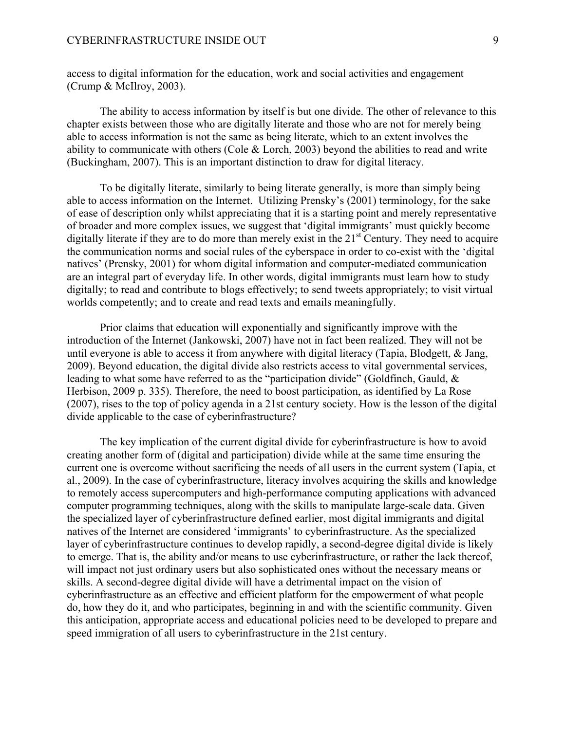access to digital information for the education, work and social activities and engagement (Crump & McIlroy, 2003).

The ability to access information by itself is but one divide. The other of relevance to this chapter exists between those who are digitally literate and those who are not for merely being able to access information is not the same as being literate, which to an extent involves the ability to communicate with others (Cole & Lorch, 2003) beyond the abilities to read and write (Buckingham, 2007). This is an important distinction to draw for digital literacy.

To be digitally literate, similarly to being literate generally, is more than simply being able to access information on the Internet. Utilizing Prensky's (2001) terminology, for the sake of ease of description only whilst appreciating that it is a starting point and merely representative of broader and more complex issues, we suggest that 'digital immigrants' must quickly become digitally literate if they are to do more than merely exist in the 21st Century. They need to acquire the communication norms and social rules of the cyberspace in order to co-exist with the 'digital natives' (Prensky, 2001) for whom digital information and computer-mediated communication are an integral part of everyday life. In other words, digital immigrants must learn how to study digitally; to read and contribute to blogs effectively; to send tweets appropriately; to visit virtual worlds competently; and to create and read texts and emails meaningfully.

Prior claims that education will exponentially and significantly improve with the introduction of the Internet (Jankowski, 2007) have not in fact been realized. They will not be until everyone is able to access it from anywhere with digital literacy (Tapia, Blodgett, & Jang, 2009). Beyond education, the digital divide also restricts access to vital governmental services, leading to what some have referred to as the "participation divide" (Goldfinch, Gauld, & Herbison, 2009 p. 335). Therefore, the need to boost participation, as identified by La Rose (2007), rises to the top of policy agenda in a 21st century society. How is the lesson of the digital divide applicable to the case of cyberinfrastructure?

The key implication of the current digital divide for cyberinfrastructure is how to avoid creating another form of (digital and participation) divide while at the same time ensuring the current one is overcome without sacrificing the needs of all users in the current system (Tapia, et al., 2009). In the case of cyberinfrastructure, literacy involves acquiring the skills and knowledge to remotely access supercomputers and high-performance computing applications with advanced computer programming techniques, along with the skills to manipulate large-scale data. Given the specialized layer of cyberinfrastructure defined earlier, most digital immigrants and digital natives of the Internet are considered 'immigrants' to cyberinfrastructure. As the specialized layer of cyberinfrastructure continues to develop rapidly, a second-degree digital divide is likely to emerge. That is, the ability and/or means to use cyberinfrastructure, or rather the lack thereof, will impact not just ordinary users but also sophisticated ones without the necessary means or skills. A second-degree digital divide will have a detrimental impact on the vision of cyberinfrastructure as an effective and efficient platform for the empowerment of what people do, how they do it, and who participates, beginning in and with the scientific community. Given this anticipation, appropriate access and educational policies need to be developed to prepare and speed immigration of all users to cyberinfrastructure in the 21st century.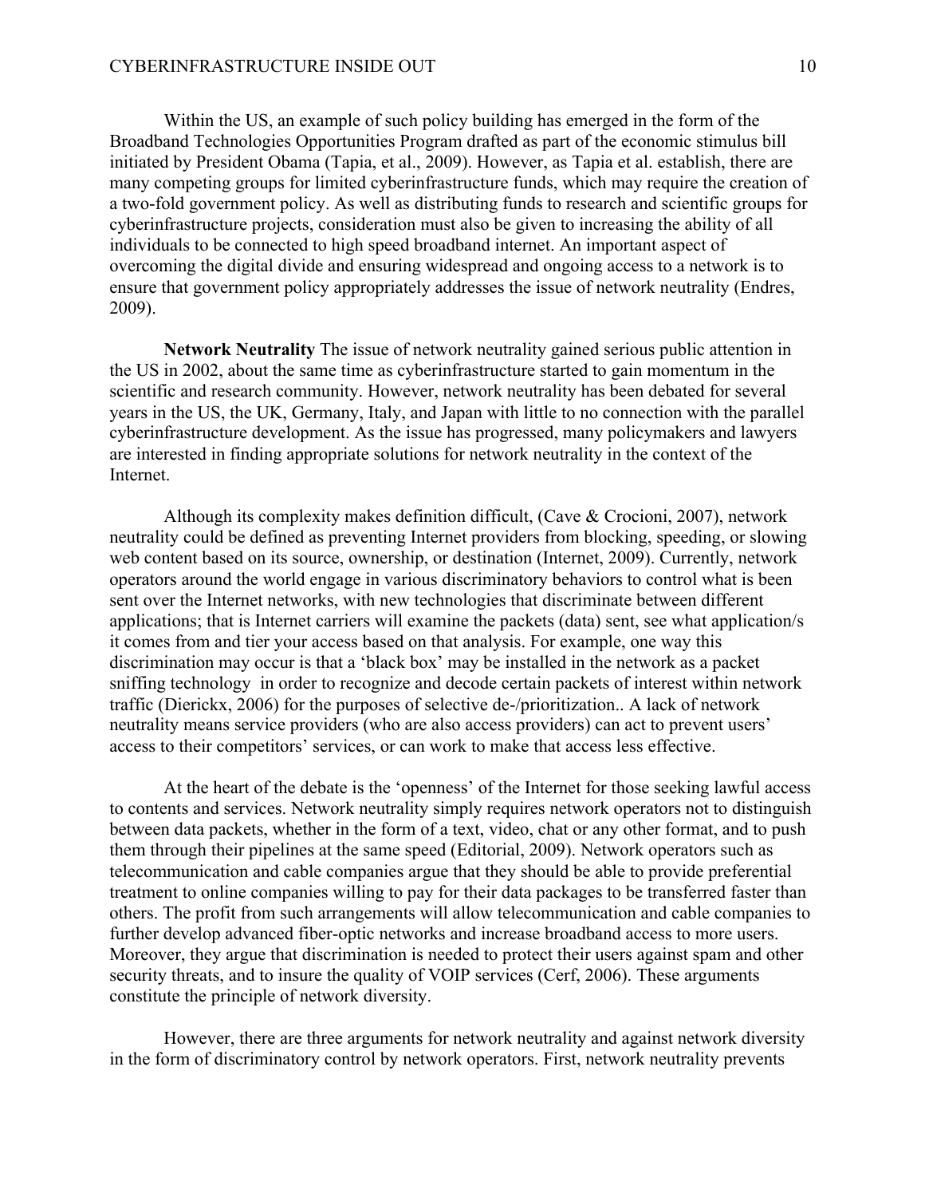Within the US, an example of such policy building has emerged in the form of the Broadband Technologies Opportunities Program drafted as part of the economic stimulus bill initiated by President Obama (Tapia, et al., 2009). However, as Tapia et al. establish, there are many competing groups for limited cyberinfrastructure funds, which may require the creation of a two-fold government policy. As well as distributing funds to research and scientific groups for cyberinfrastructure projects, consideration must also be given to increasing the ability of all individuals to be connected to high speed broadband internet. An important aspect of overcoming the digital divide and ensuring widespread and ongoing access to a network is to ensure that government policy appropriately addresses the issue of network neutrality (Endres, 2009).

**Network Neutrality** The issue of network neutrality gained serious public attention in the US in 2002, about the same time as cyberinfrastructure started to gain momentum in the scientific and research community. However, network neutrality has been debated for several years in the US, the UK, Germany, Italy, and Japan with little to no connection with the parallel cyberinfrastructure development. As the issue has progressed, many policymakers and lawyers are interested in finding appropriate solutions for network neutrality in the context of the Internet.

Although its complexity makes definition difficult, (Cave & Crocioni, 2007), network neutrality could be defined as preventing Internet providers from blocking, speeding, or slowing web content based on its source, ownership, or destination (Internet, 2009). Currently, network operators around the world engage in various discriminatory behaviors to control what is been sent over the Internet networks, with new technologies that discriminate between different applications; that is Internet carriers will examine the packets (data) sent, see what application/s it comes from and tier your access based on that analysis. For example, one way this discrimination may occur is that a 'black box' may be installed in the network as a packet sniffing technology in order to recognize and decode certain packets of interest within network traffic (Dierickx, 2006) for the purposes of selective de-/prioritization.. A lack of network neutrality means service providers (who are also access providers) can act to prevent users' access to their competitors' services, or can work to make that access less effective.

At the heart of the debate is the 'openness' of the Internet for those seeking lawful access to contents and services. Network neutrality simply requires network operators not to distinguish between data packets, whether in the form of a text, video, chat or any other format, and to push them through their pipelines at the same speed (Editorial, 2009). Network operators such as telecommunication and cable companies argue that they should be able to provide preferential treatment to online companies willing to pay for their data packages to be transferred faster than others. The profit from such arrangements will allow telecommunication and cable companies to further develop advanced fiber-optic networks and increase broadband access to more users. Moreover, they argue that discrimination is needed to protect their users against spam and other security threats, and to insure the quality of VOIP services (Cerf, 2006). These arguments constitute the principle of network diversity.

However, there are three arguments for network neutrality and against network diversity in the form of discriminatory control by network operators. First, network neutrality prevents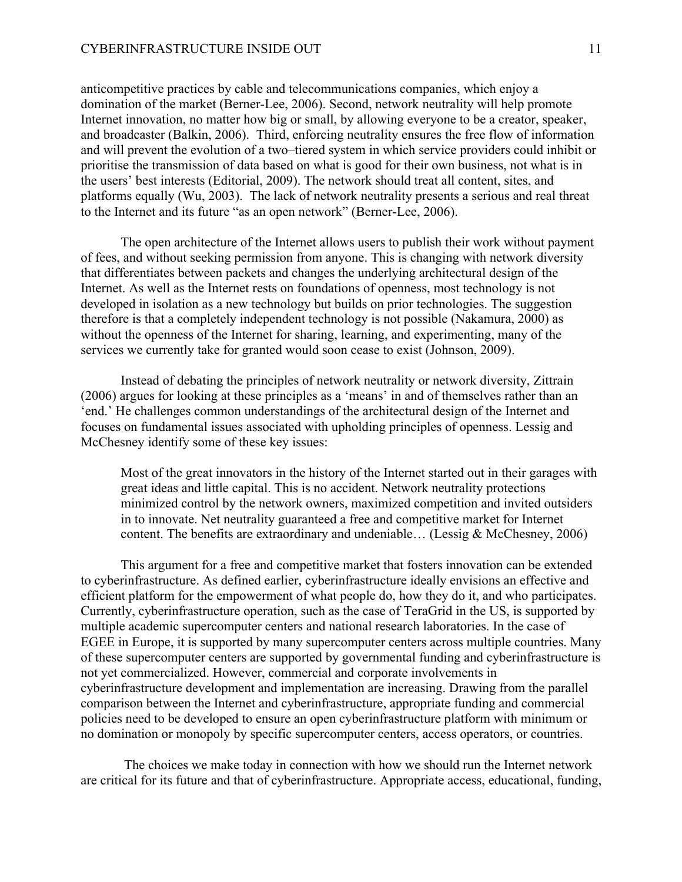anticompetitive practices by cable and telecommunications companies, which enjoy a domination of the market (Berner-Lee, 2006). Second, network neutrality will help promote Internet innovation, no matter how big or small, by allowing everyone to be a creator, speaker, and broadcaster (Balkin, 2006). Third, enforcing neutrality ensures the free flow of information and will prevent the evolution of a two–tiered system in which service providers could inhibit or prioritise the transmission of data based on what is good for their own business, not what is in the users' best interests (Editorial, 2009). The network should treat all content, sites, and platforms equally (Wu, 2003). The lack of network neutrality presents a serious and real threat to the Internet and its future "as an open network" (Berner-Lee, 2006).

The open architecture of the Internet allows users to publish their work without payment of fees, and without seeking permission from anyone. This is changing with network diversity that differentiates between packets and changes the underlying architectural design of the Internet. As well as the Internet rests on foundations of openness, most technology is not developed in isolation as a new technology but builds on prior technologies. The suggestion therefore is that a completely independent technology is not possible (Nakamura, 2000) as without the openness of the Internet for sharing, learning, and experimenting, many of the services we currently take for granted would soon cease to exist (Johnson, 2009).

Instead of debating the principles of network neutrality or network diversity, Zittrain (2006) argues for looking at these principles as a 'means' in and of themselves rather than an 'end.' He challenges common understandings of the architectural design of the Internet and focuses on fundamental issues associated with upholding principles of openness. Lessig and McChesney identify some of these key issues:

> Most of the great innovators in the history of the Internet started out in their garages with great ideas and little capital. This is no accident. Network neutrality protections minimized control by the network owners, maximized competition and invited outsiders in to innovate. Net neutrality guaranteed a free and competitive market for Internet content. The benefits are extraordinary and undeniable… (Lessig & McChesney, 2006)

This argument for a free and competitive market that fosters innovation can be extended to cyberinfrastructure. As defined earlier, cyberinfrastructure ideally envisions an effective and efficient platform for the empowerment of what people do, how they do it, and who participates. Currently, cyberinfrastructure operation, such as the case of TeraGrid in the US, is supported by multiple academic supercomputer centers and national research laboratories. In the case of EGEE in Europe, it is supported by many supercomputer centers across multiple countries. Many of these supercomputer centers are supported by governmental funding and cyberinfrastructure is not yet commercialized. However, commercial and corporate involvements in cyberinfrastructure development and implementation are increasing. Drawing from the parallel comparison between the Internet and cyberinfrastructure, appropriate funding and commercial policies need to be developed to ensure an open cyberinfrastructure platform with minimum or no domination or monopoly by specific supercomputer centers, access operators, or countries.

The choices we make today in connection with how we should run the Internet network are critical for its future and that of cyberinfrastructure. Appropriate access, educational, funding,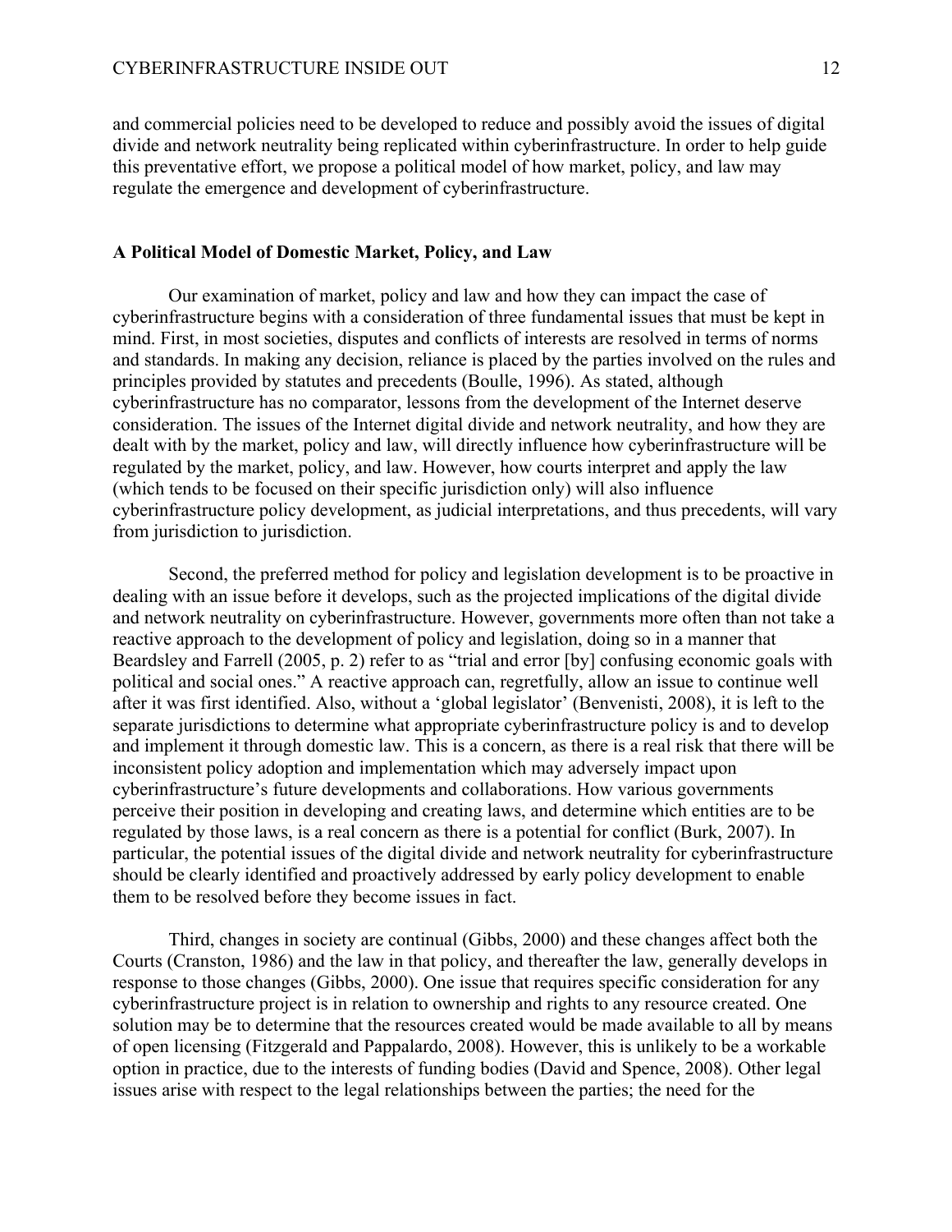and commercial policies need to be developed to reduce and possibly avoid the issues of digital divide and network neutrality being replicated within cyberinfrastructure. In order to help guide this preventative effort, we propose a political model of how market, policy, and law may regulate the emergence and development of cyberinfrastructure.

## A Political Model of Domestic Market, Policy, and Law

Our examination of market, policy and law and how they can impact the case of cyberinfrastructure begins with a consideration of three fundamental issues that must be kept in mind. First, in most societies, disputes and conflicts of interests are resolved in terms of norms and standards. In making any decision, reliance is placed by the parties involved on the rules and principles provided by statutes and precedents (Boulle, 1996). As stated, although cyberinfrastructure has no comparator, lessons from the development of the Internet deserve consideration. The issues of the Internet digital divide and network neutrality, and how they are dealt with by the market, policy and law, will directly influence how cyberinfrastructure will be regulated by the market, policy, and law. However, how courts interpret and apply the law (which tends to be focused on their specific jurisdiction only) will also influence cyberinfrastructure policy development, as judicial interpretations, and thus precedents, will vary from jurisdiction to jurisdiction.

Second, the preferred method for policy and legislation development is to be proactive in dealing with an issue before it develops, such as the projected implications of the digital divide and network neutrality on cyberinfrastructure. However, governments more often than not take a reactive approach to the development of policy and legislation, doing so in a manner that Beardsley and Farrell (2005, p. 2) refer to as "trial and error [by] confusing economic goals with political and social ones." A reactive approach can, regretfully, allow an issue to continue well after it was first identified. Also, without a 'global legislator' (Benvenisti, 2008), it is left to the separate jurisdictions to determine what appropriate cyberinfrastructure policy is and to develop and implement it through domestic law. This is a concern, as there is a real risk that there will be inconsistent policy adoption and implementation which may adversely impact upon cyberinfrastructure's future developments and collaborations. How various governments perceive their position in developing and creating laws, and determine which entities are to be regulated by those laws, is a real concern as there is a potential for conflict (Burk, 2007). In particular, the potential issues of the digital divide and network neutrality for cyberinfrastructure should be clearly identified and proactively addressed by early policy development to enable them to be resolved before they become issues in fact.

Third, changes in society are continual (Gibbs, 2000) and these changes affect both the Courts (Cranston, 1986) and the law in that policy, and thereafter the law, generally develops in response to those changes (Gibbs, 2000). One issue that requires specific consideration for any cyberinfrastructure project is in relation to ownership and rights to any resource created. One solution may be to determine that the resources created would be made available to all by means of open licensing (Fitzgerald and Pappalardo, 2008). However, this is unlikely to be a workable option in practice, due to the interests of funding bodies (David and Spence, 2008). Other legal issues arise with respect to the legal relationships between the parties; the need for the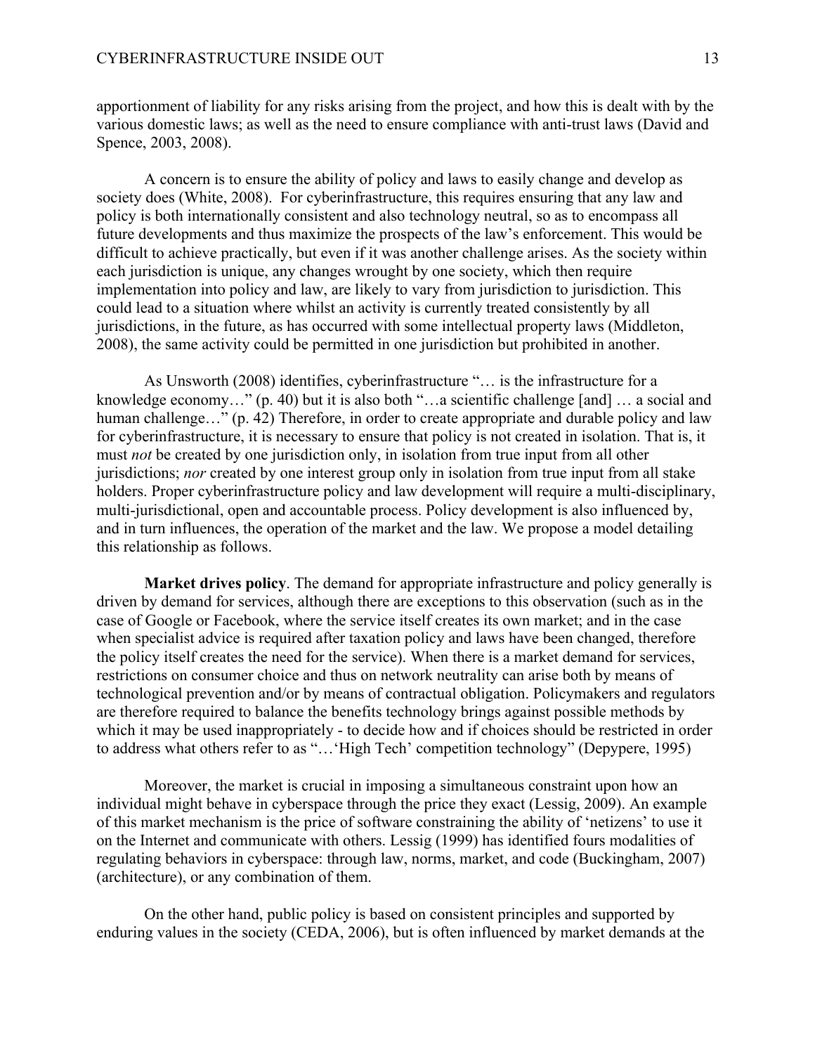apportionment of liability for any risks arising from the project, and how this is dealt with by the various domestic laws; as well as the need to ensure compliance with anti-trust laws (David and Spence, 2003, 2008).

A concern is to ensure the ability of policy and laws to easily change and develop as society does (White, 2008). For cyberinfrastructure, this requires ensuring that any law and policy is both internationally consistent and also technology neutral, so as to encompass all future developments and thus maximize the prospects of the law's enforcement. This would be difficult to achieve practically, but even if it was another challenge arises. As the society within each jurisdiction is unique, any changes wrought by one society, which then require implementation into policy and law, are likely to vary from jurisdiction to jurisdiction. This could lead to a situation where whilst an activity is currently treated consistently by all jurisdictions, in the future, as has occurred with some intellectual property laws (Middleton, 2008), the same activity could be permitted in one jurisdiction but prohibited in another.

As Unsworth (2008) identifies, cyberinfrastructure "… is the infrastructure for a knowledge economy…" (p. 40) but it is also both "…a scientific challenge [and] … a social and human challenge…" (p. 42) Therefore, in order to create appropriate and durable policy and law for cyberinfrastructure, it is necessary to ensure that policy is not created in isolation. That is, it must *not* be created by one jurisdiction only, in isolation from true input from all other jurisdictions; *nor* created by one interest group only in isolation from true input from all stake holders. Proper cyberinfrastructure policy and law development will require a multi-disciplinary, multi-jurisdictional, open and accountable process. Policy development is also influenced by, and in turn influences, the operation of the market and the law. We propose a model detailing this relationship as follows.

**Market drives policy**. The demand for appropriate infrastructure and policy generally is driven by demand for services, although there are exceptions to this observation (such as in the case of Google or Facebook, where the service itself creates its own market; and in the case when specialist advice is required after taxation policy and laws have been changed, therefore the policy itself creates the need for the service). When there is a market demand for services, restrictions on consumer choice and thus on network neutrality can arise both by means of technological prevention and/or by means of contractual obligation. Policymakers and regulators are therefore required to balance the benefits technology brings against possible methods by which it may be used inappropriately - to decide how and if choices should be restricted in order to address what others refer to as "…'High Tech' competition technology" (Depypere, 1995)

Moreover, the market is crucial in imposing a simultaneous constraint upon how an individual might behave in cyberspace through the price they exact (Lessig, 2009). An example of this market mechanism is the price of software constraining the ability of 'netizens' to use it on the Internet and communicate with others. Lessig (1999) has identified fours modalities of regulating behaviors in cyberspace: through law, norms, market, and code (Buckingham, 2007) (architecture), or any combination of them.

On the other hand, public policy is based on consistent principles and supported by enduring values in the society (CEDA, 2006), but is often influenced by market demands at the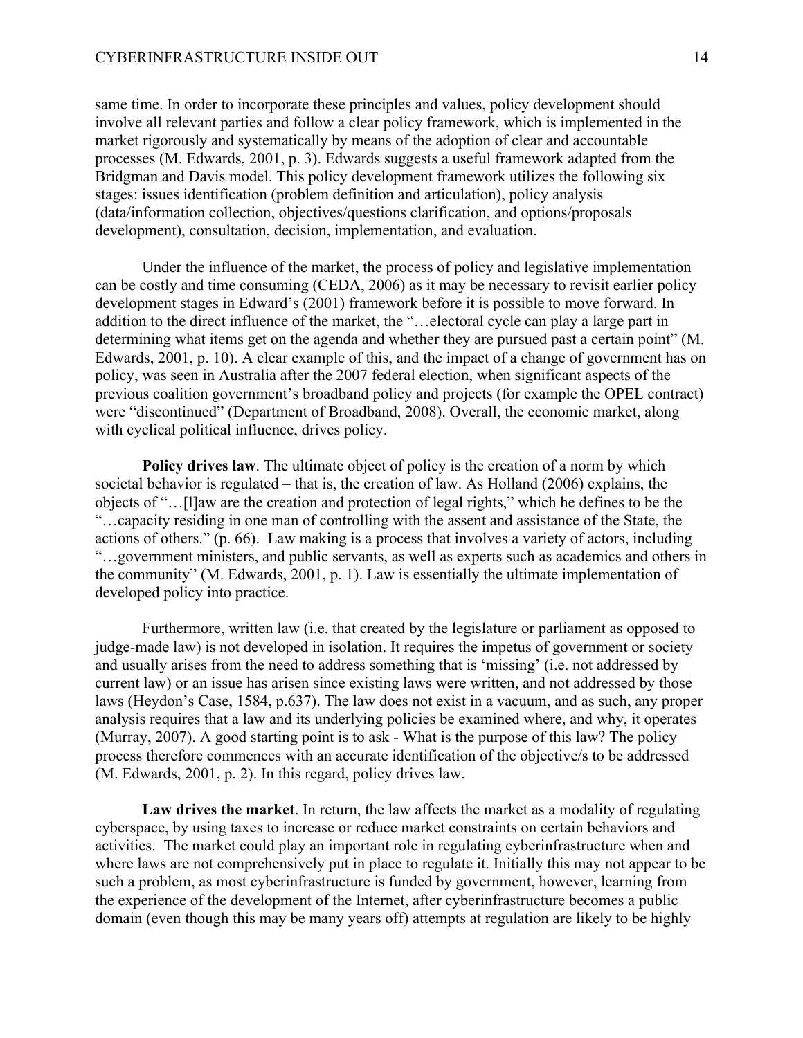same time. In order to incorporate these principles and values, policy development should involve all relevant parties and follow a clear policy framework, which is implemented in the market rigorously and systematically by means of the adoption of clear and accountable processes (M. Edwards, 2001, p. 3). Edwards suggests a useful framework adapted from the Bridgman and Davis model. This policy development framework utilizes the following six stages: issues identification (problem definition and articulation), policy analysis (data/information collection, objectives/questions clarification, and options/proposals development), consultation, decision, implementation, and evaluation.

Under the influence of the market, the process of policy and legislative implementation can be costly and time consuming (CEDA, 2006) as it may be necessary to revisit earlier policy development stages in Edward's (2001) framework before it is possible to move forward. In addition to the direct influence of the market, the "…electoral cycle can play a large part in determining what items get on the agenda and whether they are pursued past a certain point" (M. Edwards, 2001, p. 10). A clear example of this, and the impact of a change of government has on policy, was seen in Australia after the 2007 federal election, when significant aspects of the previous coalition government's broadband policy and projects (for example the OPEL contract) were "discontinued" (Department of Broadband, 2008). Overall, the economic market, along with cyclical political influence, drives policy.

**Policy drives law**. The ultimate object of policy is the creation of a norm by which societal behavior is regulated – that is, the creation of law. As Holland (2006) explains, the objects of "…[l]aw are the creation and protection of legal rights," which he defines to be the "…capacity residing in one man of controlling with the assent and assistance of the State, the actions of others." (p. 66). Law making is a process that involves a variety of actors, including "…government ministers, and public servants, as well as experts such as academics and others in the community" (M. Edwards, 2001, p. 1). Law is essentially the ultimate implementation of developed policy into practice.

Furthermore, written law (i.e. that created by the legislature or parliament as opposed to judge-made law) is not developed in isolation. It requires the impetus of government or society and usually arises from the need to address something that is 'missing' (i.e. not addressed by current law) or an issue has arisen since existing laws were written, and not addressed by those laws (Heydon's Case, 1584, p.637). The law does not exist in a vacuum, and as such, any proper analysis requires that a law and its underlying policies be examined where, and why, it operates (Murray, 2007). A good starting point is to ask - What is the purpose of this law? The policy process therefore commences with an accurate identification of the objective/s to be addressed (M. Edwards, 2001, p. 2). In this regard, policy drives law.

**Law drives the market**. In return, the law affects the market as a modality of regulating cyberspace, by using taxes to increase or reduce market constraints on certain behaviors and activities. The market could play an important role in regulating cyberinfrastructure when and where laws are not comprehensively put in place to regulate it. Initially this may not appear to be such a problem, as most cyberinfrastructure is funded by government, however, learning from the experience of the development of the Internet, after cyberinfrastructure becomes a public domain (even though this may be many years off) attempts at regulation are likely to be highly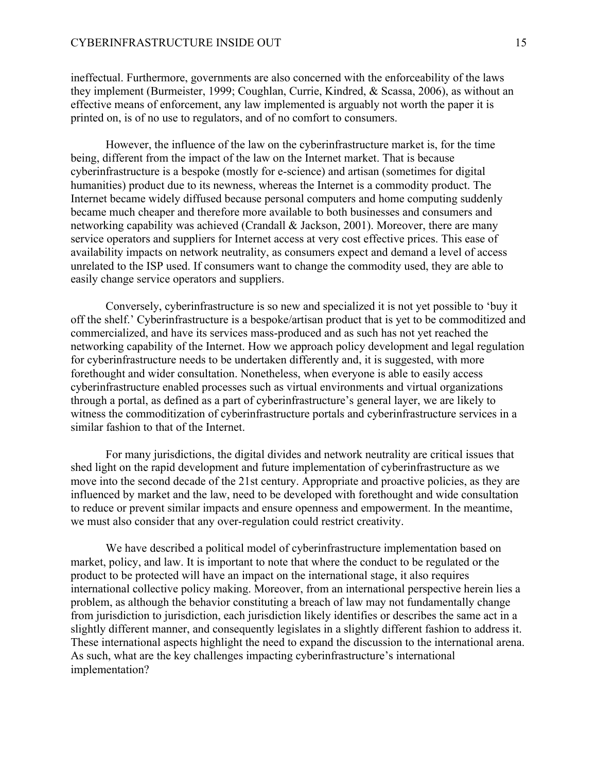ineffectual. Furthermore, governments are also concerned with the enforceability of the laws they implement (Burmeister, 1999; Coughlan, Currie, Kindred, & Scassa, 2006), as without an effective means of enforcement, any law implemented is arguably not worth the paper it is printed on, is of no use to regulators, and of no comfort to consumers.

However, the influence of the law on the cyberinfrastructure market is, for the time being, different from the impact of the law on the Internet market. That is because cyberinfrastructure is a bespoke (mostly for e-science) and artisan (sometimes for digital humanities) product due to its newness, whereas the Internet is a commodity product. The Internet became widely diffused because personal computers and home computing suddenly became much cheaper and therefore more available to both businesses and consumers and networking capability was achieved (Crandall & Jackson, 2001). Moreover, there are many service operators and suppliers for Internet access at very cost effective prices. This ease of availability impacts on network neutrality, as consumers expect and demand a level of access unrelated to the ISP used. If consumers want to change the commodity used, they are able to easily change service operators and suppliers.

Conversely, cyberinfrastructure is so new and specialized it is not yet possible to 'buy it off the shelf.' Cyberinfrastructure is a bespoke/artisan product that is yet to be commoditized and commercialized, and have its services mass-produced and as such has not yet reached the networking capability of the Internet. How we approach policy development and legal regulation for cyberinfrastructure needs to be undertaken differently and, it is suggested, with more forethought and wider consultation. Nonetheless, when everyone is able to easily access cyberinfrastructure enabled processes such as virtual environments and virtual organizations through a portal, as defined as a part of cyberinfrastructure's general layer, we are likely to witness the commoditization of cyberinfrastructure portals and cyberinfrastructure services in a similar fashion to that of the Internet.

For many jurisdictions, the digital divides and network neutrality are critical issues that shed light on the rapid development and future implementation of cyberinfrastructure as we move into the second decade of the 21st century. Appropriate and proactive policies, as they are influenced by market and the law, need to be developed with forethought and wide consultation to reduce or prevent similar impacts and ensure openness and empowerment. In the meantime, we must also consider that any over-regulation could restrict creativity.

We have described a political model of cyberinfrastructure implementation based on market, policy, and law. It is important to note that where the conduct to be regulated or the product to be protected will have an impact on the international stage, it also requires international collective policy making. Moreover, from an international perspective herein lies a problem, as although the behavior constituting a breach of law may not fundamentally change from jurisdiction to jurisdiction, each jurisdiction likely identifies or describes the same act in a slightly different manner, and consequently legislates in a slightly different fashion to address it. These international aspects highlight the need to expand the discussion to the international arena. As such, what are the key challenges impacting cyberinfrastructure's international implementation?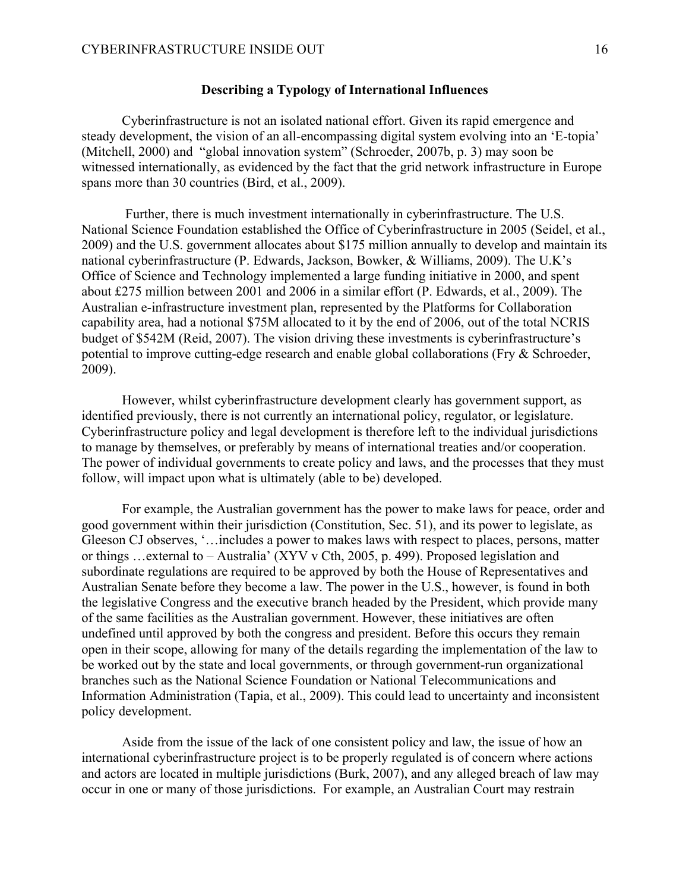## Describing a Typology of International Influences

Cyberinfrastructure is not an isolated national effort. Given its rapid emergence and steady development, the vision of an all-encompassing digital system evolving into an 'E-topia' (Mitchell, 2000) and "global innovation system" (Schroeder, 2007b, p. 3) may soon be witnessed internationally, as evidenced by the fact that the grid network infrastructure in Europe spans more than 30 countries (Bird, et al., 2009).

Further, there is much investment internationally in cyberinfrastructure. The U.S. National Science Foundation established the Office of Cyberinfrastructure in 2005 (Seidel, et al., 2009) and the U.S. government allocates about $175 million annually to develop and maintain its national cyberinfrastructure (P. Edwards, Jackson, Bowker, & Williams, 2009). The U.K's Office of Science and Technology implemented a large funding initiative in 2000, and spent about £275 million between 2001 and 2006 in a similar effort (P. Edwards, et al., 2009). The Australian e-infrastructure investment plan, represented by the Platforms for Collaboration capability area, had a notional $75M allocated to it by the end of 2006, out of the total NCRIS budget of $542M (Reid, 2007). The vision driving these investments is cyberinfrastructure's potential to improve cutting-edge research and enable global collaborations (Fry & Schroeder, 2009).

However, whilst cyberinfrastructure development clearly has government support, as identified previously, there is not currently an international policy, regulator, or legislature. Cyberinfrastructure policy and legal development is therefore left to the individual jurisdictions to manage by themselves, or preferably by means of international treaties and/or cooperation. The power of individual governments to create policy and laws, and the processes that they must follow, will impact upon what is ultimately (able to be) developed.

For example, the Australian government has the power to make laws for peace, order and good government within their jurisdiction (Constitution, Sec. 51), and its power to legislate, as Gleeson CJ observes, '…includes a power to makes laws with respect to places, persons, matter or things …external to – Australia' (XYV v Cth, 2005, p. 499). Proposed legislation and subordinate regulations are required to be approved by both the House of Representatives and Australian Senate before they become a law. The power in the U.S., however, is found in both the legislative Congress and the executive branch headed by the President, which provide many of the same facilities as the Australian government. However, these initiatives are often undefined until approved by both the congress and president. Before this occurs they remain open in their scope, allowing for many of the details regarding the implementation of the law to be worked out by the state and local governments, or through government-run organizational branches such as the National Science Foundation or National Telecommunications and Information Administration (Tapia, et al., 2009). This could lead to uncertainty and inconsistent policy development.

Aside from the issue of the lack of one consistent policy and law, the issue of how an international cyberinfrastructure project is to be properly regulated is of concern where actions and actors are located in multiple jurisdictions (Burk, 2007), and any alleged breach of law may occur in one or many of those jurisdictions. For example, an Australian Court may restrain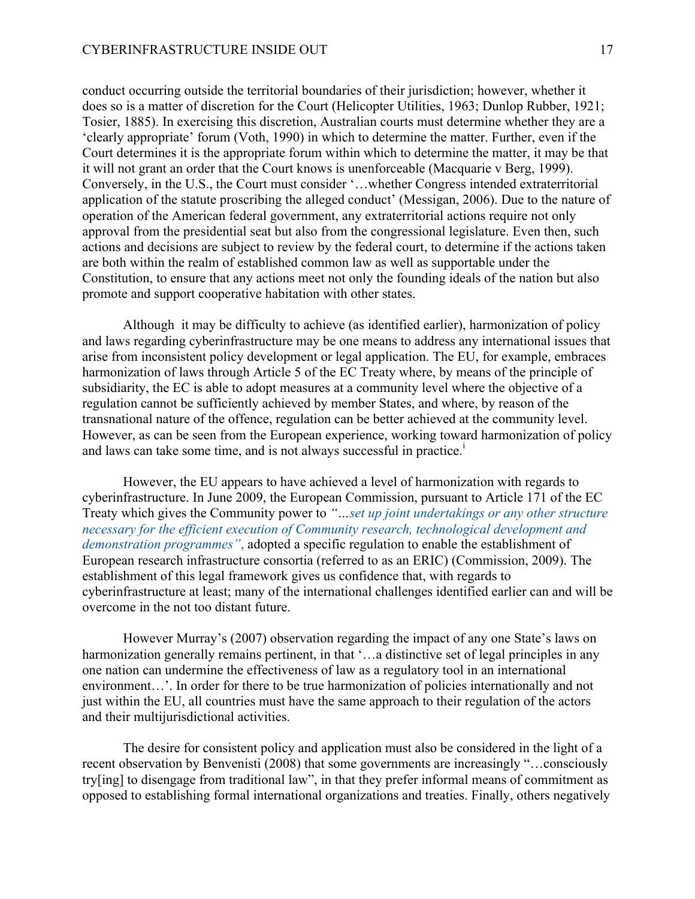conduct occurring outside the territorial boundaries of their jurisdiction; however, whether it does so is a matter of discretion for the Court (Helicopter Utilities, 1963; Dunlop Rubber, 1921; Tosier, 1885). In exercising this discretion, Australian courts must determine whether they are a 'clearly appropriate' forum (Voth, 1990) in which to determine the matter. Further, even if the Court determines it is the appropriate forum within which to determine the matter, it may be that it will not grant an order that the Court knows is unenforceable (Macquarie v Berg, 1999). Conversely, in the U.S., the Court must consider '…whether Congress intended extraterritorial application of the statute proscribing the alleged conduct' (Messigan, 2006). Due to the nature of operation of the American federal government, any extraterritorial actions require not only approval from the presidential seat but also from the congressional legislature. Even then, such actions and decisions are subject to review by the federal court, to determine if the actions taken are both within the realm of established common law as well as supportable under the Constitution, to ensure that any actions meet not only the founding ideals of the nation but also promote and support cooperative habitation with other states.

Although it may be difficulty to achieve (as identified earlier), harmonization of policy and laws regarding cyberinfrastructure may be one means to address any international issues that arise from inconsistent policy development or legal application. The EU, for example, embraces harmonization of laws through Article 5 of the EC Treaty where, by means of the principle of subsidiarity, the EC is able to adopt measures at a community level where the objective of a regulation cannot be sufficiently achieved by member States, and where, by reason of the transnational nature of the offence, regulation can be better achieved at the community level. However, as can be seen from the European experience, working toward harmonization of policy and laws can take some time, and is not always successful in practice.[i]

However, the EU appears to have achieved a level of harmonization with regards to cyberinfrastructure. In June 2009, the European Commission, pursuant to Article 171 of the EC Treaty which gives the Community power to *"...set up joint undertakings or any other structure necessary for the efficient execution of Community research, technological development and demonstration programmes"*, adopted a specific regulation to enable the establishment of European research infrastructure consortia (referred to as an ERIC) (Commission, 2009). The establishment of this legal framework gives us confidence that, with regards to cyberinfrastructure at least; many of the international challenges identified earlier can and will be overcome in the not too distant future.

However Murray's (2007) observation regarding the impact of any one State's laws on harmonization generally remains pertinent, in that '…a distinctive set of legal principles in any one nation can undermine the effectiveness of law as a regulatory tool in an international environment…'. In order for there to be true harmonization of policies internationally and not just within the EU, all countries must have the same approach to their regulation of the actors and their multijurisdictional activities.

The desire for consistent policy and application must also be considered in the light of a recent observation by Benvenisti (2008) that some governments are increasingly "…consciously try[ing] to disengage from traditional law", in that they prefer informal means of commitment as opposed to establishing formal international organizations and treaties. Finally, others negatively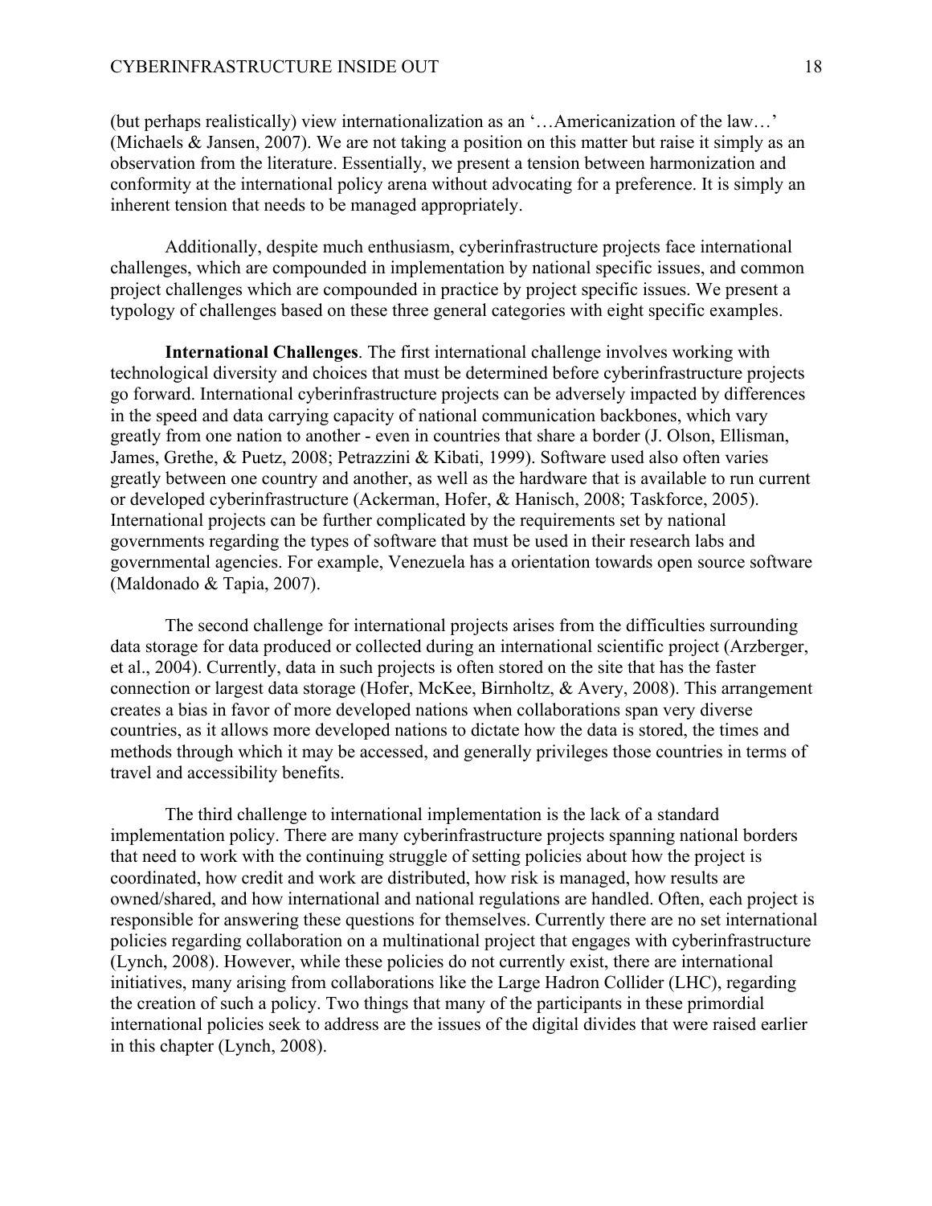(but perhaps realistically) view internationalization as an '…Americanization of the law…' (Michaels & Jansen, 2007). We are not taking a position on this matter but raise it simply as an observation from the literature. Essentially, we present a tension between harmonization and conformity at the international policy arena without advocating for a preference. It is simply an inherent tension that needs to be managed appropriately.

Additionally, despite much enthusiasm, cyberinfrastructure projects face international challenges, which are compounded in implementation by national specific issues, and common project challenges which are compounded in practice by project specific issues. We present a typology of challenges based on these three general categories with eight specific examples.

**International Challenges**. The first international challenge involves working with technological diversity and choices that must be determined before cyberinfrastructure projects go forward. International cyberinfrastructure projects can be adversely impacted by differences in the speed and data carrying capacity of national communication backbones, which vary greatly from one nation to another - even in countries that share a border (J. Olson, Ellisman, James, Grethe, & Puetz, 2008; Petrazzini & Kibati, 1999). Software used also often varies greatly between one country and another, as well as the hardware that is available to run current or developed cyberinfrastructure (Ackerman, Hofer, & Hanisch, 2008; Taskforce, 2005). International projects can be further complicated by the requirements set by national governments regarding the types of software that must be used in their research labs and governmental agencies. For example, Venezuela has a orientation towards open source software (Maldonado & Tapia, 2007).

The second challenge for international projects arises from the difficulties surrounding data storage for data produced or collected during an international scientific project (Arzberger, et al., 2004). Currently, data in such projects is often stored on the site that has the faster connection or largest data storage (Hofer, McKee, Birnholtz, & Avery, 2008). This arrangement creates a bias in favor of more developed nations when collaborations span very diverse countries, as it allows more developed nations to dictate how the data is stored, the times and methods through which it may be accessed, and generally privileges those countries in terms of travel and accessibility benefits.

The third challenge to international implementation is the lack of a standard implementation policy. There are many cyberinfrastructure projects spanning national borders that need to work with the continuing struggle of setting policies about how the project is coordinated, how credit and work are distributed, how risk is managed, how results are owned/shared, and how international and national regulations are handled. Often, each project is responsible for answering these questions for themselves. Currently there are no set international policies regarding collaboration on a multinational project that engages with cyberinfrastructure (Lynch, 2008). However, while these policies do not currently exist, there are international initiatives, many arising from collaborations like the Large Hadron Collider (LHC), regarding the creation of such a policy. Two things that many of the participants in these primordial international policies seek to address are the issues of the digital divides that were raised earlier in this chapter (Lynch, 2008).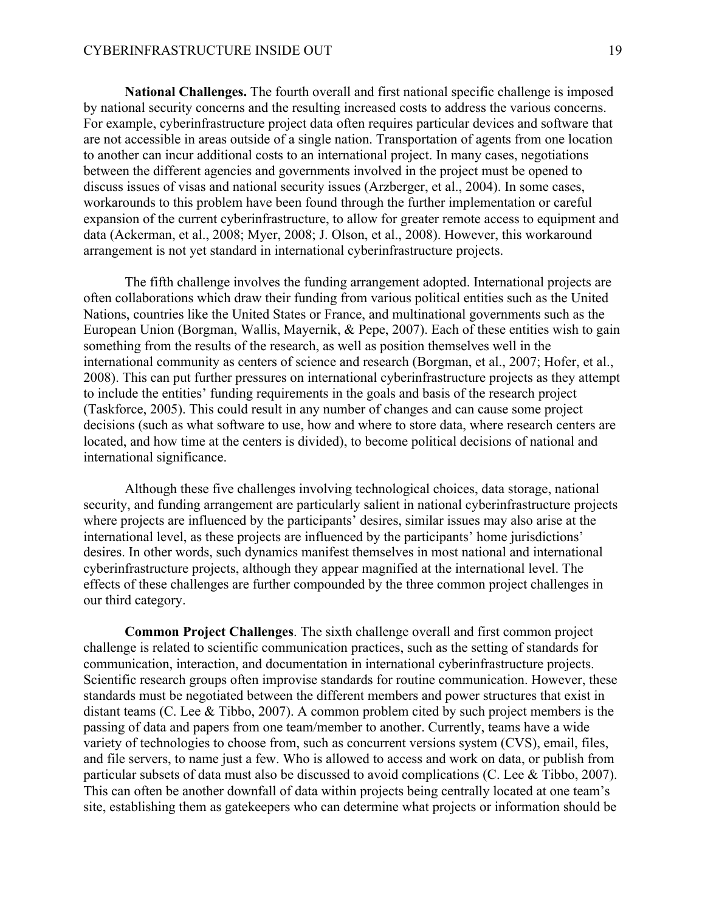**National Challenges.** The fourth overall and first national specific challenge is imposed by national security concerns and the resulting increased costs to address the various concerns. For example, cyberinfrastructure project data often requires particular devices and software that are not accessible in areas outside of a single nation. Transportation of agents from one location to another can incur additional costs to an international project. In many cases, negotiations between the different agencies and governments involved in the project must be opened to discuss issues of visas and national security issues (Arzberger, et al., 2004). In some cases, workarounds to this problem have been found through the further implementation or careful expansion of the current cyberinfrastructure, to allow for greater remote access to equipment and data (Ackerman, et al., 2008; Myer, 2008; J. Olson, et al., 2008). However, this workaround arrangement is not yet standard in international cyberinfrastructure projects.

The fifth challenge involves the funding arrangement adopted. International projects are often collaborations which draw their funding from various political entities such as the United Nations, countries like the United States or France, and multinational governments such as the European Union (Borgman, Wallis, Mayernik, & Pepe, 2007). Each of these entities wish to gain something from the results of the research, as well as position themselves well in the international community as centers of science and research (Borgman, et al., 2007; Hofer, et al., 2008). This can put further pressures on international cyberinfrastructure projects as they attempt to include the entities' funding requirements in the goals and basis of the research project (Taskforce, 2005). This could result in any number of changes and can cause some project decisions (such as what software to use, how and where to store data, where research centers are located, and how time at the centers is divided), to become political decisions of national and international significance.

Although these five challenges involving technological choices, data storage, national security, and funding arrangement are particularly salient in national cyberinfrastructure projects where projects are influenced by the participants' desires, similar issues may also arise at the international level, as these projects are influenced by the participants' home jurisdictions' desires. In other words, such dynamics manifest themselves in most national and international cyberinfrastructure projects, although they appear magnified at the international level. The effects of these challenges are further compounded by the three common project challenges in our third category.

**Common Project Challenges**. The sixth challenge overall and first common project challenge is related to scientific communication practices, such as the setting of standards for communication, interaction, and documentation in international cyberinfrastructure projects. Scientific research groups often improvise standards for routine communication. However, these standards must be negotiated between the different members and power structures that exist in distant teams (C. Lee & Tibbo, 2007). A common problem cited by such project members is the passing of data and papers from one team/member to another. Currently, teams have a wide variety of technologies to choose from, such as concurrent versions system (CVS), email, files, and file servers, to name just a few. Who is allowed to access and work on data, or publish from particular subsets of data must also be discussed to avoid complications (C. Lee & Tibbo, 2007). This can often be another downfall of data within projects being centrally located at one team's site, establishing them as gatekeepers who can determine what projects or information should be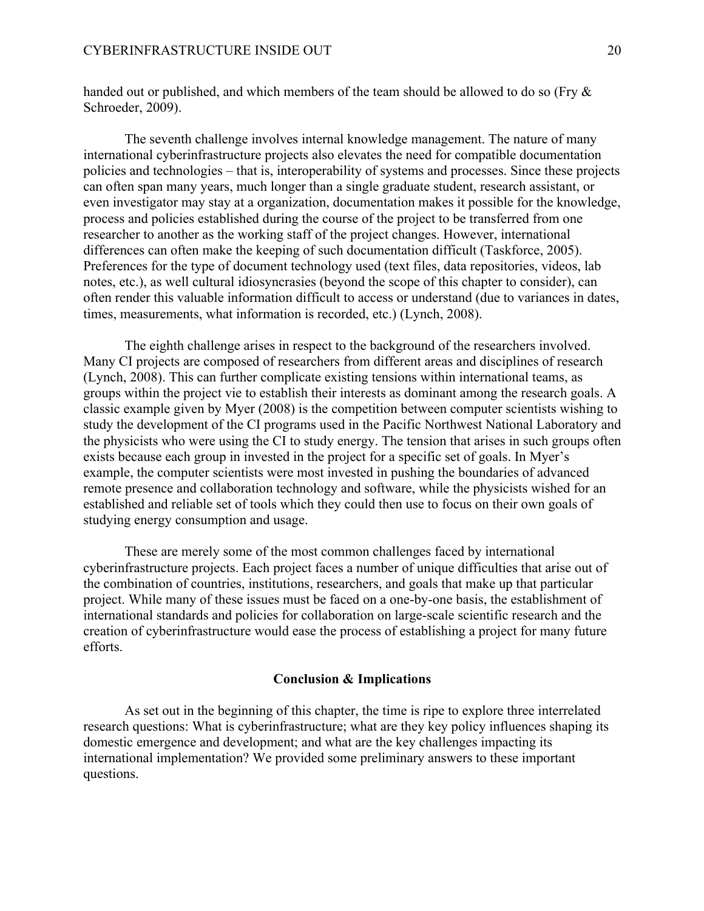handed out or published, and which members of the team should be allowed to do so (Fry & Schroeder, 2009).

The seventh challenge involves internal knowledge management. The nature of many international cyberinfrastructure projects also elevates the need for compatible documentation policies and technologies – that is, interoperability of systems and processes. Since these projects can often span many years, much longer than a single graduate student, research assistant, or even investigator may stay at a organization, documentation makes it possible for the knowledge, process and policies established during the course of the project to be transferred from one researcher to another as the working staff of the project changes. However, international differences can often make the keeping of such documentation difficult (Taskforce, 2005). Preferences for the type of document technology used (text files, data repositories, videos, lab notes, etc.), as well cultural idiosyncrasies (beyond the scope of this chapter to consider), can often render this valuable information difficult to access or understand (due to variances in dates, times, measurements, what information is recorded, etc.) (Lynch, 2008).

The eighth challenge arises in respect to the background of the researchers involved. Many CI projects are composed of researchers from different areas and disciplines of research (Lynch, 2008). This can further complicate existing tensions within international teams, as groups within the project vie to establish their interests as dominant among the research goals. A classic example given by Myer (2008) is the competition between computer scientists wishing to study the development of the CI programs used in the Pacific Northwest National Laboratory and the physicists who were using the CI to study energy. The tension that arises in such groups often exists because each group in invested in the project for a specific set of goals. In Myer's example, the computer scientists were most invested in pushing the boundaries of advanced remote presence and collaboration technology and software, while the physicists wished for an established and reliable set of tools which they could then use to focus on their own goals of studying energy consumption and usage.

These are merely some of the most common challenges faced by international cyberinfrastructure projects. Each project faces a number of unique difficulties that arise out of the combination of countries, institutions, researchers, and goals that make up that particular project. While many of these issues must be faced on a one-by-one basis, the establishment of international standards and policies for collaboration on large-scale scientific research and the creation of cyberinfrastructure would ease the process of establishing a project for many future efforts.

## Conclusion & Implications

As set out in the beginning of this chapter, the time is ripe to explore three interrelated research questions: What is cyberinfrastructure; what are they key policy influences shaping its domestic emergence and development; and what are the key challenges impacting its international implementation? We provided some preliminary answers to these important questions.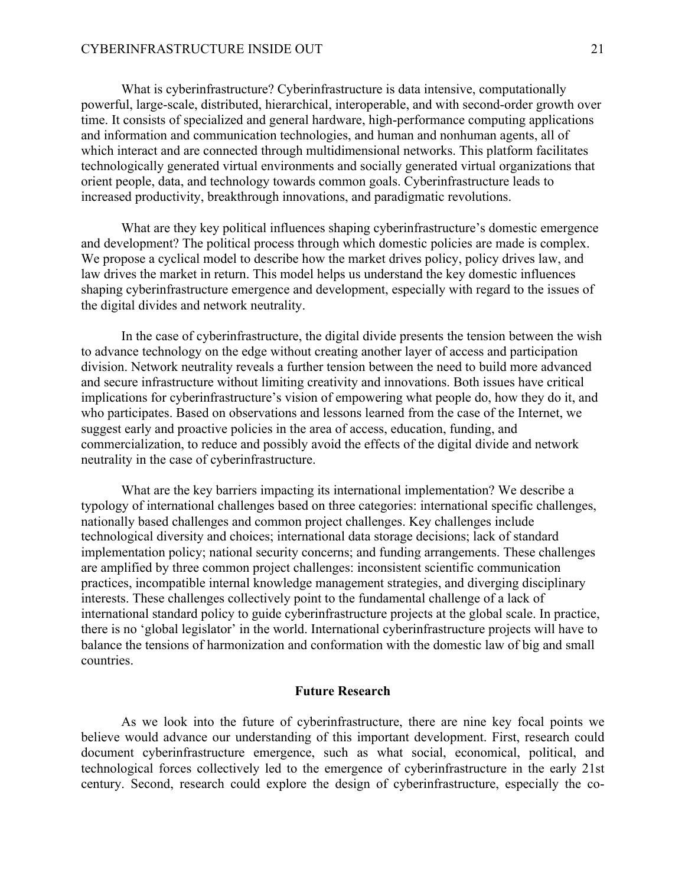What is cyberinfrastructure? Cyberinfrastructure is data intensive, computationally powerful, large-scale, distributed, hierarchical, interoperable, and with second-order growth over time. It consists of specialized and general hardware, high-performance computing applications and information and communication technologies, and human and nonhuman agents, all of which interact and are connected through multidimensional networks. This platform facilitates technologically generated virtual environments and socially generated virtual organizations that orient people, data, and technology towards common goals. Cyberinfrastructure leads to increased productivity, breakthrough innovations, and paradigmatic revolutions.

What are they key political influences shaping cyberinfrastructure's domestic emergence and development? The political process through which domestic policies are made is complex. We propose a cyclical model to describe how the market drives policy, policy drives law, and law drives the market in return. This model helps us understand the key domestic influences shaping cyberinfrastructure emergence and development, especially with regard to the issues of the digital divides and network neutrality.

In the case of cyberinfrastructure, the digital divide presents the tension between the wish to advance technology on the edge without creating another layer of access and participation division. Network neutrality reveals a further tension between the need to build more advanced and secure infrastructure without limiting creativity and innovations. Both issues have critical implications for cyberinfrastructure's vision of empowering what people do, how they do it, and who participates. Based on observations and lessons learned from the case of the Internet, we suggest early and proactive policies in the area of access, education, funding, and commercialization, to reduce and possibly avoid the effects of the digital divide and network neutrality in the case of cyberinfrastructure.

What are the key barriers impacting its international implementation? We describe a typology of international challenges based on three categories: international specific challenges, nationally based challenges and common project challenges. Key challenges include technological diversity and choices; international data storage decisions; lack of standard implementation policy; national security concerns; and funding arrangements. These challenges are amplified by three common project challenges: inconsistent scientific communication practices, incompatible internal knowledge management strategies, and diverging disciplinary interests. These challenges collectively point to the fundamental challenge of a lack of international standard policy to guide cyberinfrastructure projects at the global scale. In practice, there is no 'global legislator' in the world. International cyberinfrastructure projects will have to balance the tensions of harmonization and conformation with the domestic law of big and small countries.

## Future Research

As we look into the future of cyberinfrastructure, there are nine key focal points we believe would advance our understanding of this important development. First, research could document cyberinfrastructure emergence, such as what social, economical, political, and technological forces collectively led to the emergence of cyberinfrastructure in the early 21st century. Second, research could explore the design of cyberinfrastructure, especially the co-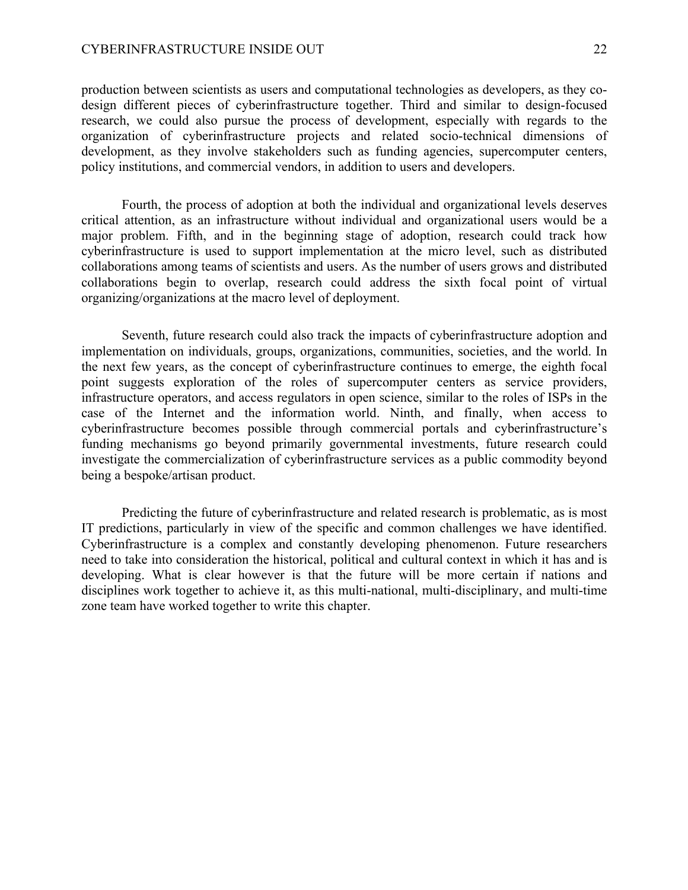production between scientists as users and computational technologies as developers, as they co-design different pieces of cyberinfrastructure together. Third and similar to design-focused research, we could also pursue the process of development, especially with regards to the organization of cyberinfrastructure projects and related socio-technical dimensions of development, as they involve stakeholders such as funding agencies, supercomputer centers, policy institutions, and commercial vendors, in addition to users and developers.

Fourth, the process of adoption at both the individual and organizational levels deserves critical attention, as an infrastructure without individual and organizational users would be a major problem. Fifth, and in the beginning stage of adoption, research could track how cyberinfrastructure is used to support implementation at the micro level, such as distributed collaborations among teams of scientists and users. As the number of users grows and distributed collaborations begin to overlap, research could address the sixth focal point of virtual organizing/organizations at the macro level of deployment.

Seventh, future research could also track the impacts of cyberinfrastructure adoption and implementation on individuals, groups, organizations, communities, societies, and the world. In the next few years, as the concept of cyberinfrastructure continues to emerge, the eighth focal point suggests exploration of the roles of supercomputer centers as service providers, infrastructure operators, and access regulators in open science, similar to the roles of ISPs in the case of the Internet and the information world. Ninth, and finally, when access to cyberinfrastructure becomes possible through commercial portals and cyberinfrastructure's funding mechanisms go beyond primarily governmental investments, future research could investigate the commercialization of cyberinfrastructure services as a public commodity beyond being a bespoke/artisan product.

Predicting the future of cyberinfrastructure and related research is problematic, as is most IT predictions, particularly in view of the specific and common challenges we have identified. Cyberinfrastructure is a complex and constantly developing phenomenon. Future researchers need to take into consideration the historical, political and cultural context in which it has and is developing. What is clear however is that the future will be more certain if nations and disciplines work together to achieve it, as this multi-national, multi-disciplinary, and multi-time zone team have worked together to write this chapter.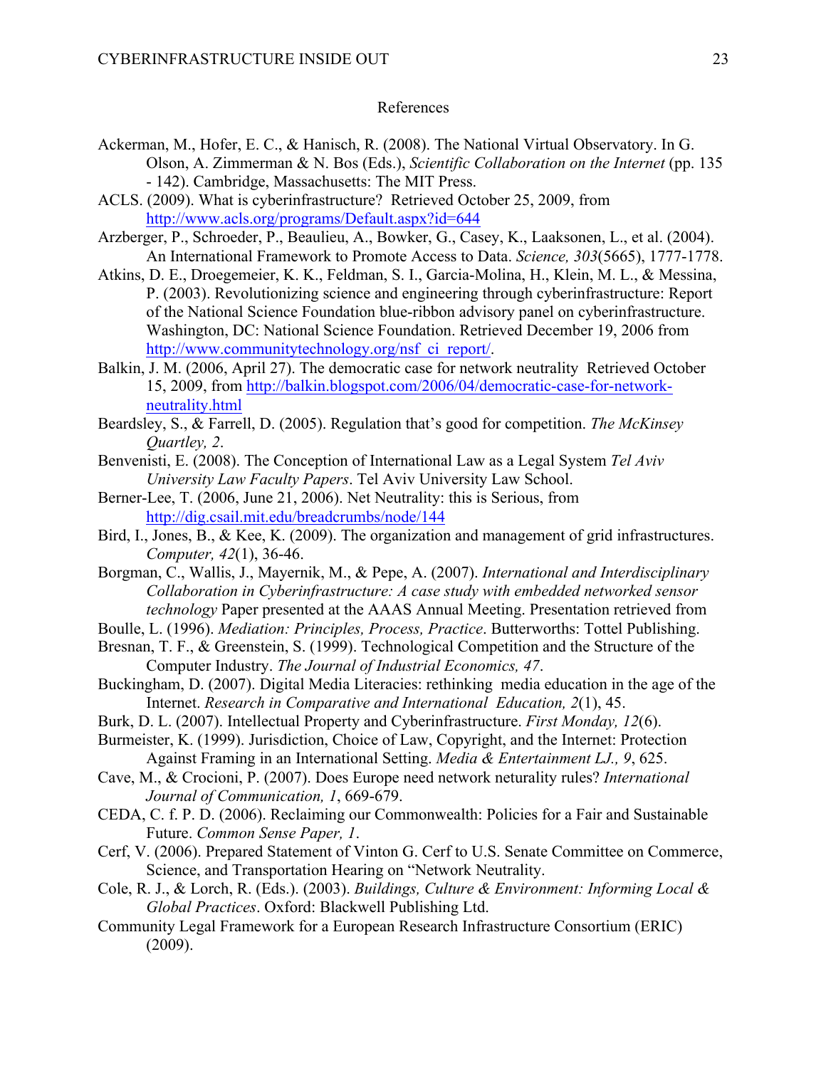# References

Ackerman, M., Hofer, E. C., & Hanisch, R. (2008). The National Virtual Observatory. In G. Olson, A. Zimmerman & N. Bos (Eds.), *Scientific Collaboration on the Internet* (pp. 135 - 142). Cambridge, Massachusetts: The MIT Press.

ACLS. (2009). What is cyberinfrastructure? Retrieved October 25, 2009, from http://www.acls.org/programs/Default.aspx?id=644

Arzberger, P., Schroeder, P., Beaulieu, A., Bowker, G., Casey, K., Laaksonen, L., et al. (2004). An International Framework to Promote Access to Data. *Science, 303*(5665), 1777-1778.

Atkins, D. E., Droegemeier, K. K., Feldman, S. I., Garcia-Molina, H., Klein, M. L., & Messina, P. (2003). Revolutionizing science and engineering through cyberinfrastructure: Report of the National Science Foundation blue-ribbon advisory panel on cyberinfrastructure. Washington, DC: National Science Foundation. Retrieved December 19, 2006 from http://www.communitytechnology.org/nsf_ci_report/.

Balkin, J. M. (2006, April 27). The democratic case for network neutrality Retrieved October 15, 2009, from http://balkin.blogspot.com/2006/04/democratic-case-for-network-neutrality.html

Beardsley, S., & Farrell, D. (2005). Regulation that's good for competition. *The McKinsey Quartley, 2*.

Benvenisti, E. (2008). The Conception of International Law as a Legal System *Tel Aviv University Law Faculty Papers*. Tel Aviv University Law School.

Berner-Lee, T. (2006, June 21, 2006). Net Neutrality: this is Serious, from http://dig.csail.mit.edu/breadcrumbs/node/144

Bird, I., Jones, B., & Kee, K. (2009). The organization and management of grid infrastructures. *Computer, 42*(1), 36-46.

Borgman, C., Wallis, J., Mayernik, M., & Pepe, A. (2007). *International and Interdisciplinary Collaboration in Cyberinfrastructure: A case study with embedded networked sensor technology* Paper presented at the AAAS Annual Meeting. Presentation retrieved from

Boulle, L. (1996). *Mediation: Principles, Process, Practice*. Butterworths: Tottel Publishing.

Bresnan, T. F., & Greenstein, S. (1999). Technological Competition and the Structure of the Computer Industry. *The Journal of Industrial Economics, 47*.

Buckingham, D. (2007). Digital Media Literacies: rethinking media education in the age of the Internet. *Research in Comparative and International Education, 2*(1), 45.

Burk, D. L. (2007). Intellectual Property and Cyberinfrastructure. *First Monday, 12*(6).

Burmeister, K. (1999). Jurisdiction, Choice of Law, Copyright, and the Internet: Protection Against Framing in an International Setting. *Media & Entertainment LJ., 9*, 625.

Cave, M., & Crocioni, P. (2007). Does Europe need network neturality rules? *International Journal of Communication, 1*, 669-679.

CEDA, C. f. P. D. (2006). Reclaiming our Commonwealth: Policies for a Fair and Sustainable Future. *Common Sense Paper, 1*.

Cerf, V. (2006). Prepared Statement of Vinton G. Cerf to U.S. Senate Committee on Commerce, Science, and Transportation Hearing on "Network Neutrality.

Cole, R. J., & Lorch, R. (Eds.). (2003). *Buildings, Culture & Environment: Informing Local & Global Practices*. Oxford: Blackwell Publishing Ltd.

Community Legal Framework for a European Research Infrastructure Consortium (ERIC) (2009).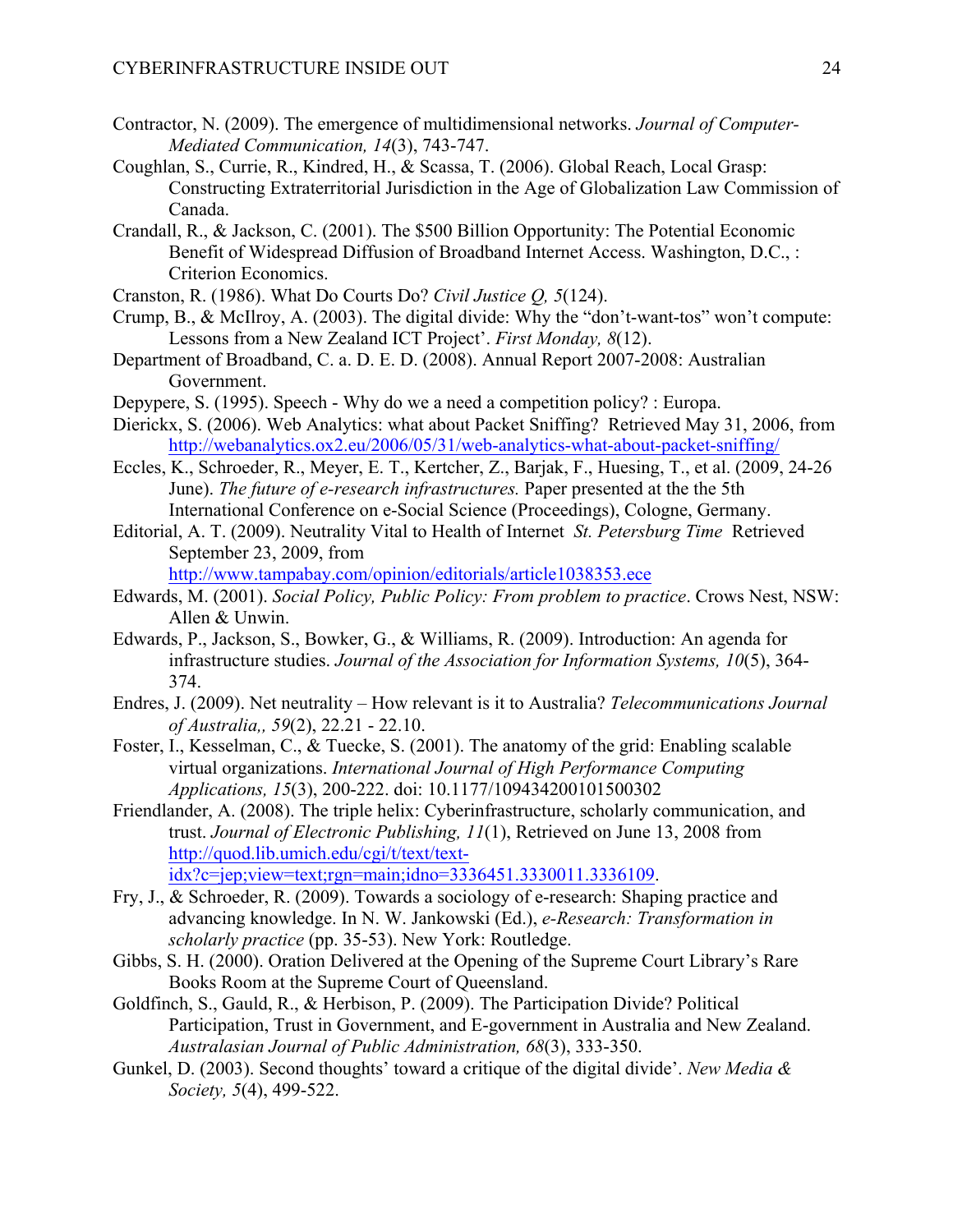Contractor, N. (2009). The emergence of multidimensional networks. *Journal of Computer-Mediated Communication, 14*(3), 743-747.

Coughlan, S., Currie, R., Kindred, H., & Scassa, T. (2006). Global Reach, Local Grasp: Constructing Extraterritorial Jurisdiction in the Age of Globalization Law Commission of Canada.

Crandall, R., & Jackson, C. (2001). The $500 Billion Opportunity: The Potential Economic Benefit of Widespread Diffusion of Broadband Internet Access. Washington, D.C., : Criterion Economics.

Cranston, R. (1986). What Do Courts Do? *Civil Justice Q, 5*(124).

Crump, B., & McIlroy, A. (2003). The digital divide: Why the "don't-want-tos" won't compute: Lessons from a New Zealand ICT Project'. *First Monday, 8*(12).

Department of Broadband, C. a. D. E. D. (2008). Annual Report 2007-2008: Australian Government.

Depypere, S. (1995). Speech - Why do we a need a competition policy? : Europa.

Dierickx, S. (2006). Web Analytics: what about Packet Sniffing? Retrieved May 31, 2006, from http://webanalytics.ox2.eu/2006/05/31/web-analytics-what-about-packet-sniffing/

Eccles, K., Schroeder, R., Meyer, E. T., Kertcher, Z., Barjak, F., Huesing, T., et al. (2009, 24-26 June). *The future of e-research infrastructures.* Paper presented at the the 5th International Conference on e-Social Science (Proceedings), Cologne, Germany.

Editorial, A. T. (2009). Neutrality Vital to Health of Internet *St. Petersburg Time* Retrieved September 23, 2009, from http://www.tampabay.com/opinion/editorials/article1038353.ece

Edwards, M. (2001). *Social Policy, Public Policy: From problem to practice*. Crows Nest, NSW: Allen & Unwin.

Edwards, P., Jackson, S., Bowker, G., & Williams, R. (2009). Introduction: An agenda for infrastructure studies. *Journal of the Association for Information Systems, 10*(5), 364-374.

Endres, J. (2009). Net neutrality – How relevant is it to Australia? *Telecommunications Journal of Australia,, 59*(2), 22.21 - 22.10.

Foster, I., Kesselman, C., & Tuecke, S. (2001). The anatomy of the grid: Enabling scalable virtual organizations. *International Journal of High Performance Computing Applications, 15*(3), 200-222. doi: 10.1177/109434200101500302

Friendlander, A. (2008). The triple helix: Cyberinfrastructure, scholarly communication, and trust. *Journal of Electronic Publishing, 11*(1), Retrieved on June 13, 2008 from http://quod.lib.umich.edu/cgi/t/text/text-idx?c=jep;view=text;rgn=main;idno=3336451.3330011.3336109.

Fry, J., & Schroeder, R. (2009). Towards a sociology of e-research: Shaping practice and advancing knowledge. In N. W. Jankowski (Ed.), *e-Research: Transformation in scholarly practice* (pp. 35-53). New York: Routledge.

Gibbs, S. H. (2000). Oration Delivered at the Opening of the Supreme Court Library's Rare Books Room at the Supreme Court of Queensland.

Goldfinch, S., Gauld, R., & Herbison, P. (2009). The Participation Divide? Political Participation, Trust in Government, and E-government in Australia and New Zealand. *Australasian Journal of Public Administration, 68*(3), 333-350.

Gunkel, D. (2003). Second thoughts' toward a critique of the digital divide'. *New Media & Society, 5*(4), 499-522.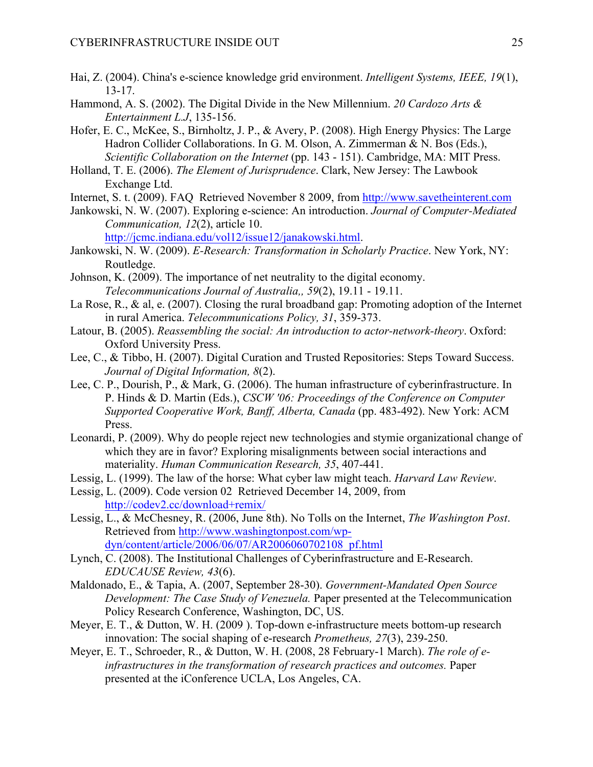Hai, Z. (2004). China's e-science knowledge grid environment. *Intelligent Systems, IEEE, 19*(1), 13-17.

Hammond, A. S. (2002). The Digital Divide in the New Millennium. *20 Cardozo Arts & Entertainment L.J*, 135-156.

Hofer, E. C., McKee, S., Birnholtz, J. P., & Avery, P. (2008). High Energy Physics: The Large Hadron Collider Collaborations. In G. M. Olson, A. Zimmerman & N. Bos (Eds.), *Scientific Collaboration on the Internet* (pp. 143 - 151). Cambridge, MA: MIT Press.

Holland, T. E. (2006). *The Element of Jurisprudence*. Clark, New Jersey: The Lawbook Exchange Ltd.

Internet, S. t. (2009). FAQ Retrieved November 8 2009, from http://www.savetheinterent.com

Jankowski, N. W. (2007). Exploring e-science: An introduction. *Journal of Computer-Mediated Communication, 12*(2), article 10. http://jcmc.indiana.edu/vol12/issue12/janakowski.html.

Jankowski, N. W. (2009). *E-Research: Transformation in Scholarly Practice*. New York, NY: Routledge.

Johnson, K. (2009). The importance of net neutrality to the digital economy. *Telecommunications Journal of Australia,, 59*(2), 19.11 - 19.11.

La Rose, R., & al, e. (2007). Closing the rural broadband gap: Promoting adoption of the Internet in rural America. *Telecommunications Policy, 31*, 359-373.

Latour, B. (2005). *Reassembling the social: An introduction to actor-network-theory*. Oxford: Oxford University Press.

Lee, C., & Tibbo, H. (2007). Digital Curation and Trusted Repositories: Steps Toward Success. *Journal of Digital Information, 8*(2).

Lee, C. P., Dourish, P., & Mark, G. (2006). The human infrastructure of cyberinfrastructure. In P. Hinds & D. Martin (Eds.), *CSCW '06: Proceedings of the Conference on Computer Supported Cooperative Work, Banff, Alberta, Canada* (pp. 483-492). New York: ACM Press.

Leonardi, P. (2009). Why do people reject new technologies and stymie organizational change of which they are in favor? Exploring misalignments between social interactions and materiality. *Human Communication Research, 35*, 407-441.

Lessig, L. (1999). The law of the horse: What cyber law might teach. *Harvard Law Review*.

Lessig, L. (2009). Code version 02 Retrieved December 14, 2009, from http://codev2.cc/download+remix/

Lessig, L., & McChesney, R. (2006, June 8th). No Tolls on the Internet, *The Washington Post*. Retrieved from http://www.washingtonpost.com/wp-dyn/content/article/2006/06/07/AR2006060702108_pf.html

Lynch, C. (2008). The Institutional Challenges of Cyberinfrastructure and E-Research. *EDUCAUSE Review, 43*(6).

Maldonado, E., & Tapia, A. (2007, September 28-30). *Government-Mandated Open Source Development: The Case Study of Venezuela.* Paper presented at the Telecommunication Policy Research Conference, Washington, DC, US.

Meyer, E. T., & Dutton, W. H. (2009 ). Top-down e-infrastructure meets bottom-up research innovation: The social shaping of e-research *Prometheus, 27*(3), 239-250.

Meyer, E. T., Schroeder, R., & Dutton, W. H. (2008, 28 February-1 March). *The role of e-infrastructures in the transformation of research practices and outcomes.* Paper presented at the iConference UCLA, Los Angeles, CA.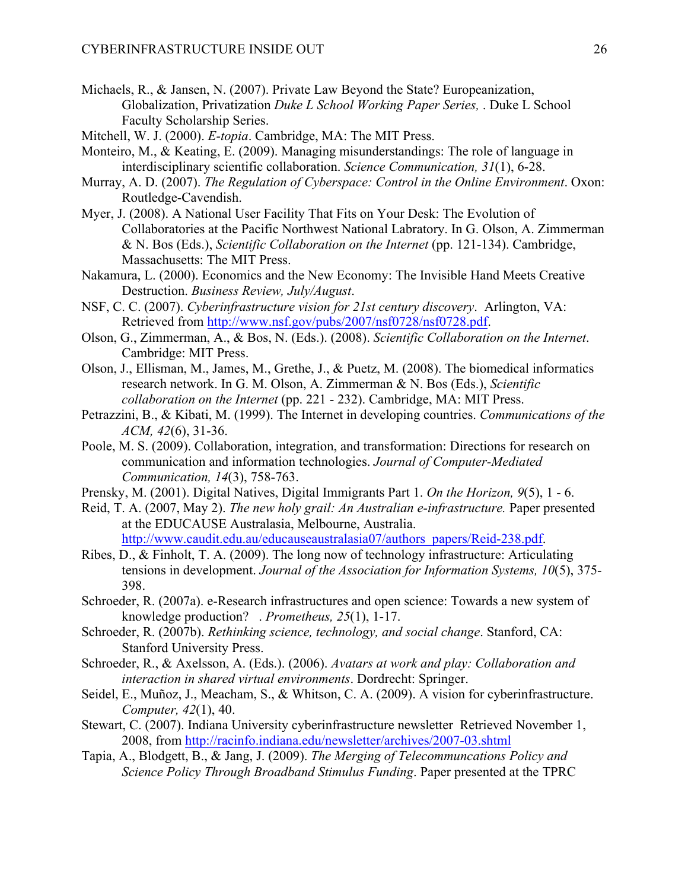Michaels, R., & Jansen, N. (2007). Private Law Beyond the State? Europeanization, Globalization, Privatization *Duke L School Working Paper Series,* . Duke L School Faculty Scholarship Series.

Mitchell, W. J. (2000). *E-topia*. Cambridge, MA: The MIT Press.

Monteiro, M., & Keating, E. (2009). Managing misunderstandings: The role of language in interdisciplinary scientific collaboration. *Science Communication, 31*(1), 6-28.

Murray, A. D. (2007). *The Regulation of Cyberspace: Control in the Online Environment*. Oxon: Routledge-Cavendish.

Myer, J. (2008). A National User Facility That Fits on Your Desk: The Evolution of Collaboratories at the Pacific Northwest National Labratory. In G. Olson, A. Zimmerman & N. Bos (Eds.), *Scientific Collaboration on the Internet* (pp. 121-134). Cambridge, Massachusetts: The MIT Press.

Nakamura, L. (2000). Economics and the New Economy: The Invisible Hand Meets Creative Destruction. *Business Review, July/August*.

NSF, C. C. (2007). *Cyberinfrastructure vision for 21st century discovery*. Arlington, VA: Retrieved from http://www.nsf.gov/pubs/2007/nsf0728/nsf0728.pdf.

Olson, G., Zimmerman, A., & Bos, N. (Eds.). (2008). *Scientific Collaboration on the Internet*. Cambridge: MIT Press.

Olson, J., Ellisman, M., James, M., Grethe, J., & Puetz, M. (2008). The biomedical informatics research network. In G. M. Olson, A. Zimmerman & N. Bos (Eds.), *Scientific collaboration on the Internet* (pp. 221 - 232). Cambridge, MA: MIT Press.

Petrazzini, B., & Kibati, M. (1999). The Internet in developing countries. *Communications of the ACM, 42*(6), 31-36.

Poole, M. S. (2009). Collaboration, integration, and transformation: Directions for research on communication and information technologies. *Journal of Computer-Mediated Communication, 14*(3), 758-763.

Prensky, M. (2001). Digital Natives, Digital Immigrants Part 1. *On the Horizon, 9*(5), 1 - 6.

Reid, T. A. (2007, May 2). *The new holy grail: An Australian e-infrastructure.* Paper presented at the EDUCAUSE Australasia, Melbourne, Australia. http://www.caudit.edu.au/educauseaustralasia07/authors_papers/Reid-238.pdf.

Ribes, D., & Finholt, T. A. (2009). The long now of technology infrastructure: Articulating tensions in development. *Journal of the Association for Information Systems, 10*(5), 375-398.

Schroeder, R. (2007a). e-Research infrastructures and open science: Towards a new system of knowledge production? . *Prometheus, 25*(1), 1-17.

Schroeder, R. (2007b). *Rethinking science, technology, and social change*. Stanford, CA: Stanford University Press.

Schroeder, R., & Axelsson, A. (Eds.). (2006). *Avatars at work and play: Collaboration and interaction in shared virtual environments*. Dordrecht: Springer.

Seidel, E., Muñoz, J., Meacham, S., & Whitson, C. A. (2009). A vision for cyberinfrastructure. *Computer, 42*(1), 40.

Stewart, C. (2007). Indiana University cyberinfrastructure newsletter Retrieved November 1, 2008, from http://racinfo.indiana.edu/newsletter/archives/2007-03.shtml

Tapia, A., Blodgett, B., & Jang, J. (2009). *The Merging of Telecommuncations Policy and Science Policy Through Broadband Stimulus Funding*. Paper presented at the TPRC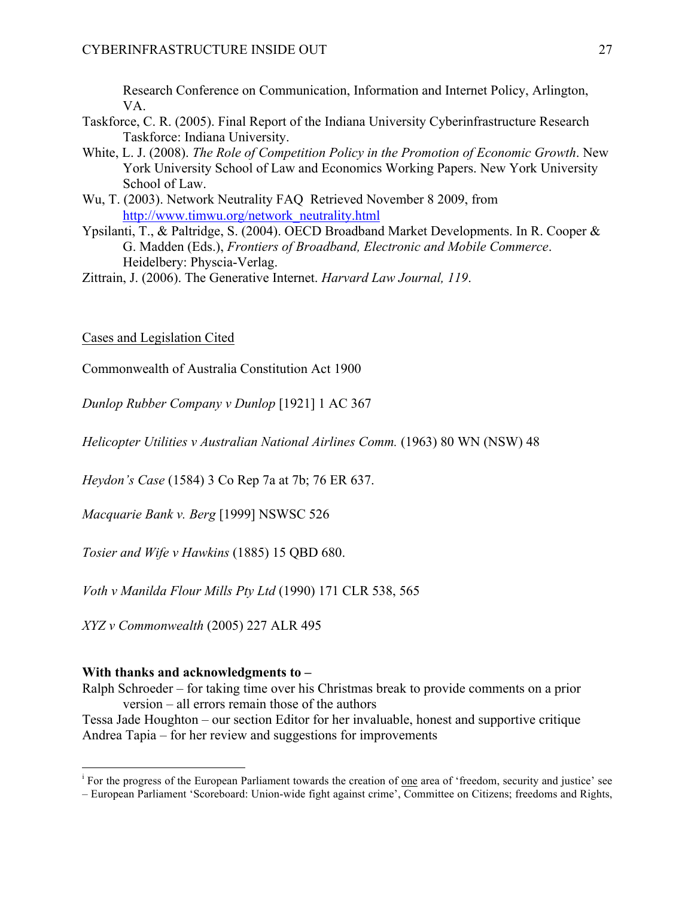Research Conference on Communication, Information and Internet Policy, Arlington, VA.

Taskforce, C. R. (2005). Final Report of the Indiana University Cyberinfrastructure Research Taskforce: Indiana University.

White, L. J. (2008). *The Role of Competition Policy in the Promotion of Economic Growth*. New York University School of Law and Economics Working Papers. New York University School of Law.

Wu, T. (2003). Network Neutrality FAQ Retrieved November 8 2009, from http://www.timwu.org/network_neutrality.html

Ypsilanti, T., & Paltridge, S. (2004). OECD Broadband Market Developments. In R. Cooper & G. Madden (Eds.), *Frontiers of Broadband, Electronic and Mobile Commerce*. Heidelbery: Physcia-Verlag.

Zittrain, J. (2006). The Generative Internet. *Harvard Law Journal, 119*.

## Cases and Legislation Cited

Commonwealth of Australia Constitution Act 1900

*Dunlop Rubber Company v Dunlop* [1921] 1 AC 367

*Helicopter Utilities v Australian National Airlines Comm.* (1963) 80 WN (NSW) 48

*Heydon's Case* (1584) 3 Co Rep 7a at 7b; 76 ER 637.

*Macquarie Bank v. Berg* [1999] NSWSC 526

*Tosier and Wife v Hawkins* (1885) 15 QBD 680.

*Voth v Manilda Flour Mills Pty Ltd* (1990) 171 CLR 538, 565

*XYZ v Commonwealth* (2005) 227 ALR 495

**With thanks and acknowledgments to –**

Ralph Schroeder – for taking time over his Christmas break to provide comments on a prior version – all errors remain those of the authors

Tessa Jade Houghton – our section Editor for her invaluable, honest and supportive critique

Andrea Tapia – for her review and suggestions for improvements

---

[i] For the progress of the European Parliament towards the creation of one area of 'freedom, security and justice' see – European Parliament 'Scoreboard: Union-wide fight against crime', Committee on Citizens; freedoms and Rights,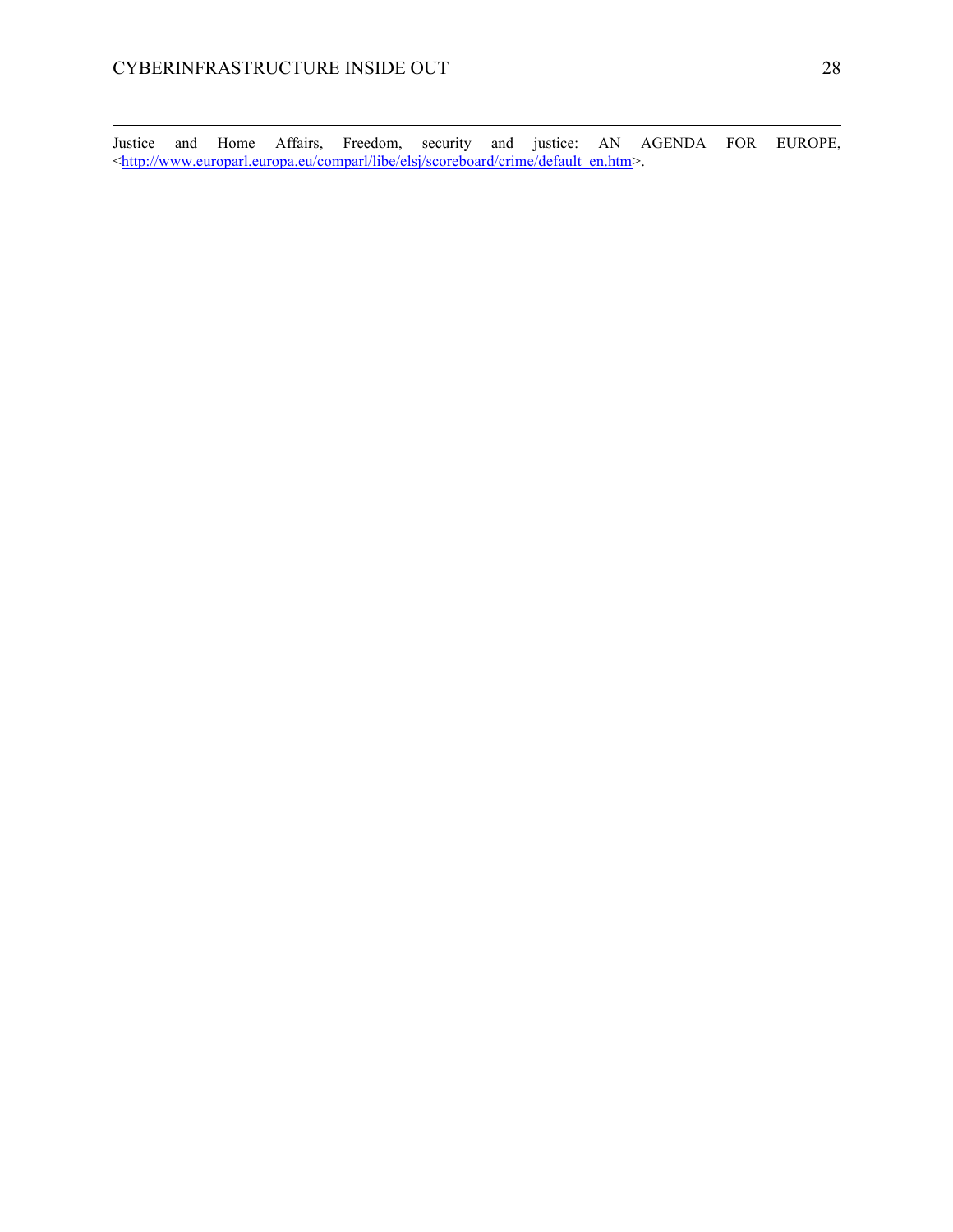Justice and Home Affairs, Freedom, security and justice: AN AGENDA FOR EUROPE, <http://www.europarl.europa.eu/comparl/libe/elsj/scoreboard/crime/default_en.htm>.